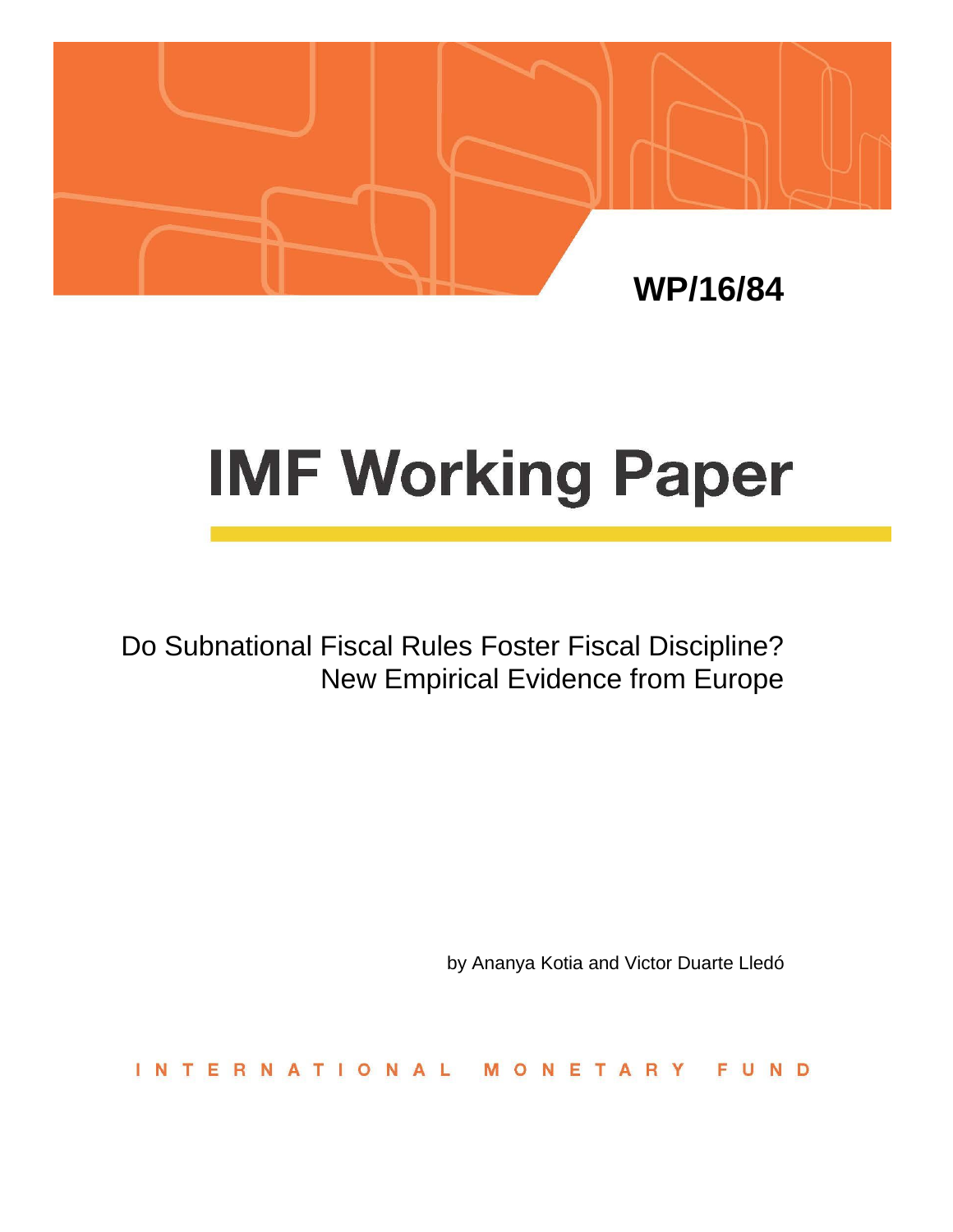WP/16/84

# IMF Working Paper

Do Subnational Fiscal Rules Foster Fiscal Discipline?
New Empirical Evidence from Europe

by Ananya Kotia and Victor Duarte Lledó

INTERNATIONAL MONETARY FUND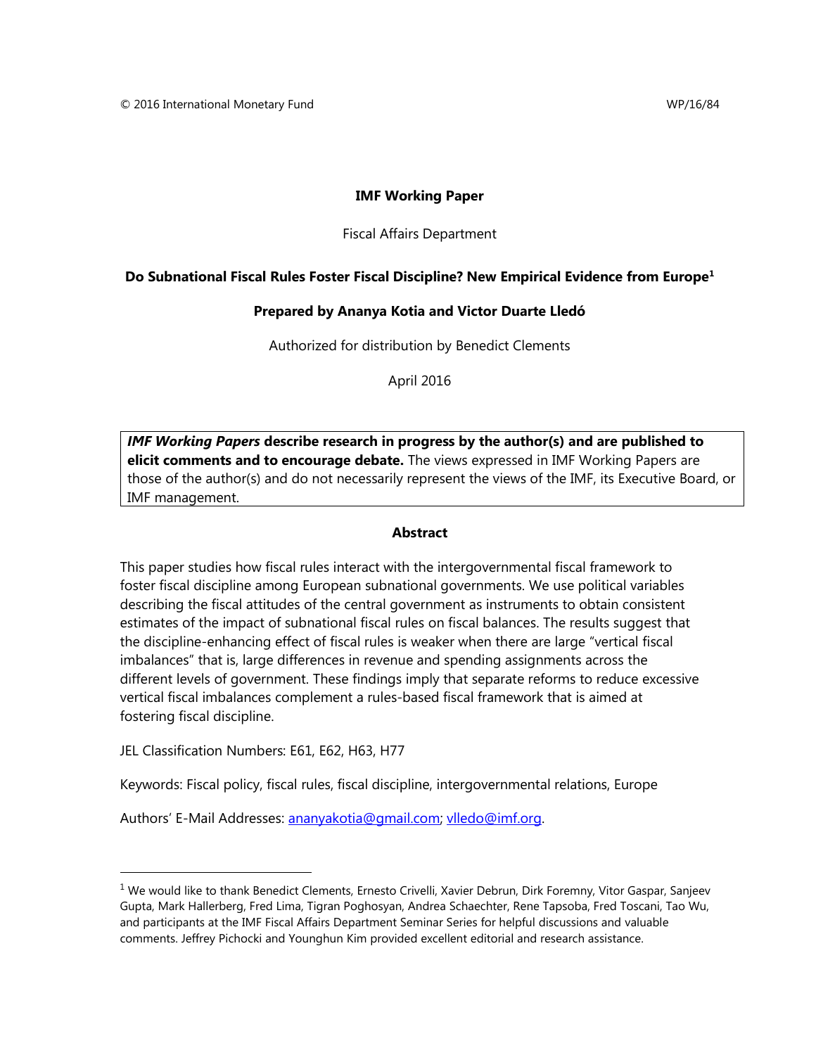© 2016 International Monetary Fund WP/16/84

**IMF Working Paper**

Fiscal Affairs Department

**Do Subnational Fiscal Rules Foster Fiscal Discipline? New Empirical Evidence from Europe[1]**

**Prepared by Ananya Kotia and Victor Duarte Lledó**

Authorized for distribution by Benedict Clements

April 2016

> ***IMF Working Papers* describe research in progress by the author(s) and are published to elicit comments and to encourage debate.** The views expressed in IMF Working Papers are those of the author(s) and do not necessarily represent the views of the IMF, its Executive Board, or IMF management.

**Abstract**

This paper studies how fiscal rules interact with the intergovernmental fiscal framework to foster fiscal discipline among European subnational governments. We use political variables describing the fiscal attitudes of the central government as instruments to obtain consistent estimates of the impact of subnational fiscal rules on fiscal balances. The results suggest that the discipline-enhancing effect of fiscal rules is weaker when there are large "vertical fiscal imbalances" that is, large differences in revenue and spending assignments across the different levels of government. These findings imply that separate reforms to reduce excessive vertical fiscal imbalances complement a rules-based fiscal framework that is aimed at fostering fiscal discipline.

JEL Classification Numbers: E61, E62, H63, H77

Keywords: Fiscal policy, fiscal rules, fiscal discipline, intergovernmental relations, Europe

Authors' E-Mail Addresses: ananyakotia@gmail.com; vlledo@imf.org.

---

[1] We would like to thank Benedict Clements, Ernesto Crivelli, Xavier Debrun, Dirk Foremny, Vitor Gaspar, Sanjeev Gupta, Mark Hallerberg, Fred Lima, Tigran Poghosyan, Andrea Schaechter, Rene Tapsoba, Fred Toscani, Tao Wu, and participants at the IMF Fiscal Affairs Department Seminar Series for helpful discussions and valuable comments. Jeffrey Pichocki and Younghun Kim provided excellent editorial and research assistance.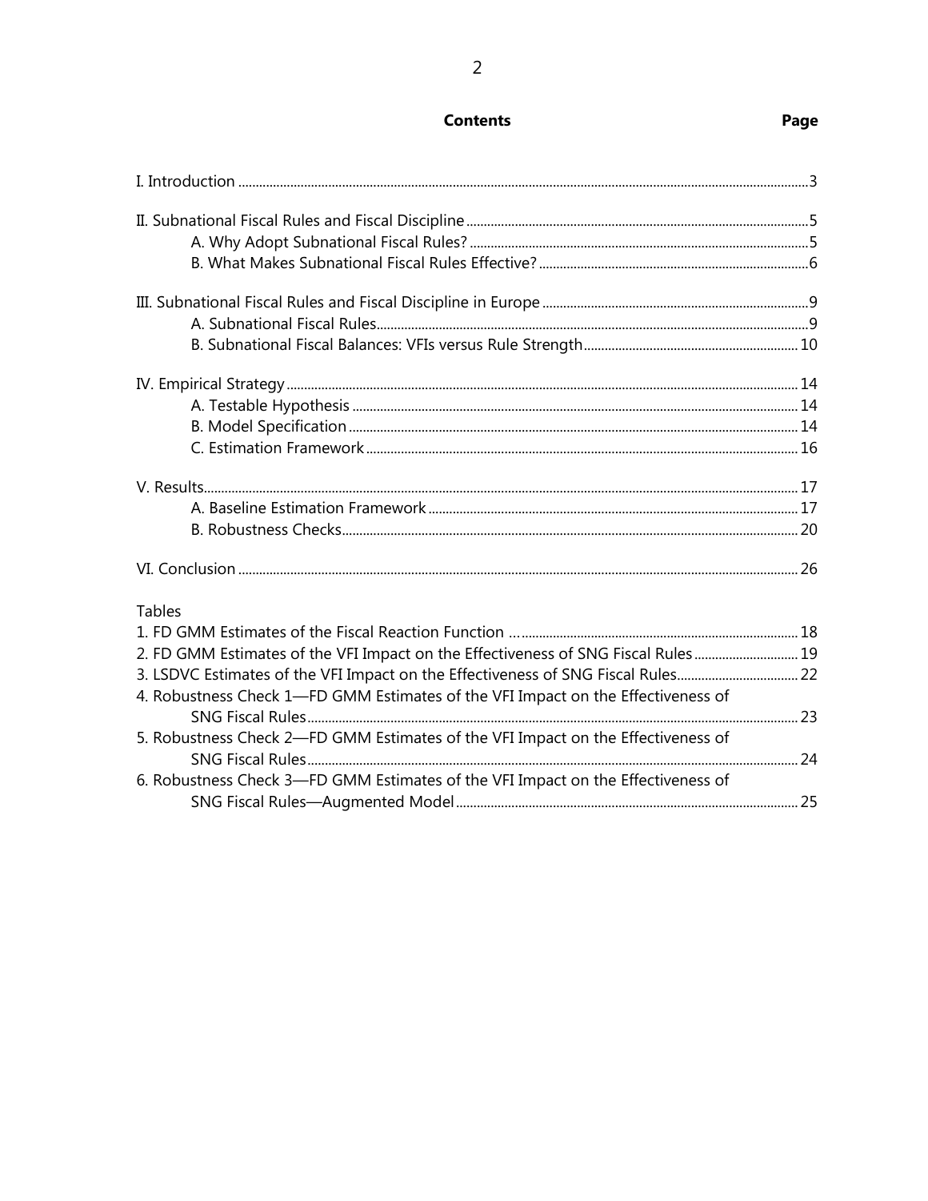# Contents

| | Page |
|---|---|
| I. Introduction | 3 |
| II. Subnational Fiscal Rules and Fiscal Discipline | 5 |
| A. Why Adopt Subnational Fiscal Rules? | 5 |
| B. What Makes Subnational Fiscal Rules Effective? | 6 |
| III. Subnational Fiscal Rules and Fiscal Discipline in Europe | 9 |
| A. Subnational Fiscal Rules | 9 |
| B. Subnational Fiscal Balances: VFIs versus Rule Strength | 10 |
| IV. Empirical Strategy | 14 |
| A. Testable Hypothesis | 14 |
| B. Model Specification | 14 |
| C. Estimation Framework | 16 |
| V. Results | 17 |
| A. Baseline Estimation Framework | 17 |
| B. Robustness Checks | 20 |
| VI. Conclusion | 26 |

Tables

| | |
|---|---|
| 1. FD GMM Estimates of the Fiscal Reaction Function … | 18 |
| 2. FD GMM Estimates of the VFI Impact on the Effectiveness of SNG Fiscal Rules | 19 |
| 3. LSDVC Estimates of the VFI Impact on the Effectiveness of SNG Fiscal Rules | 22 |
| 4. Robustness Check 1—FD GMM Estimates of the VFI Impact on the Effectiveness of SNG Fiscal Rules | 23 |
| 5. Robustness Check 2—FD GMM Estimates of the VFI Impact on the Effectiveness of SNG Fiscal Rules | 24 |
| 6. Robustness Check 3—FD GMM Estimates of the VFI Impact on the Effectiveness of SNG Fiscal Rules—Augmented Model | 25 |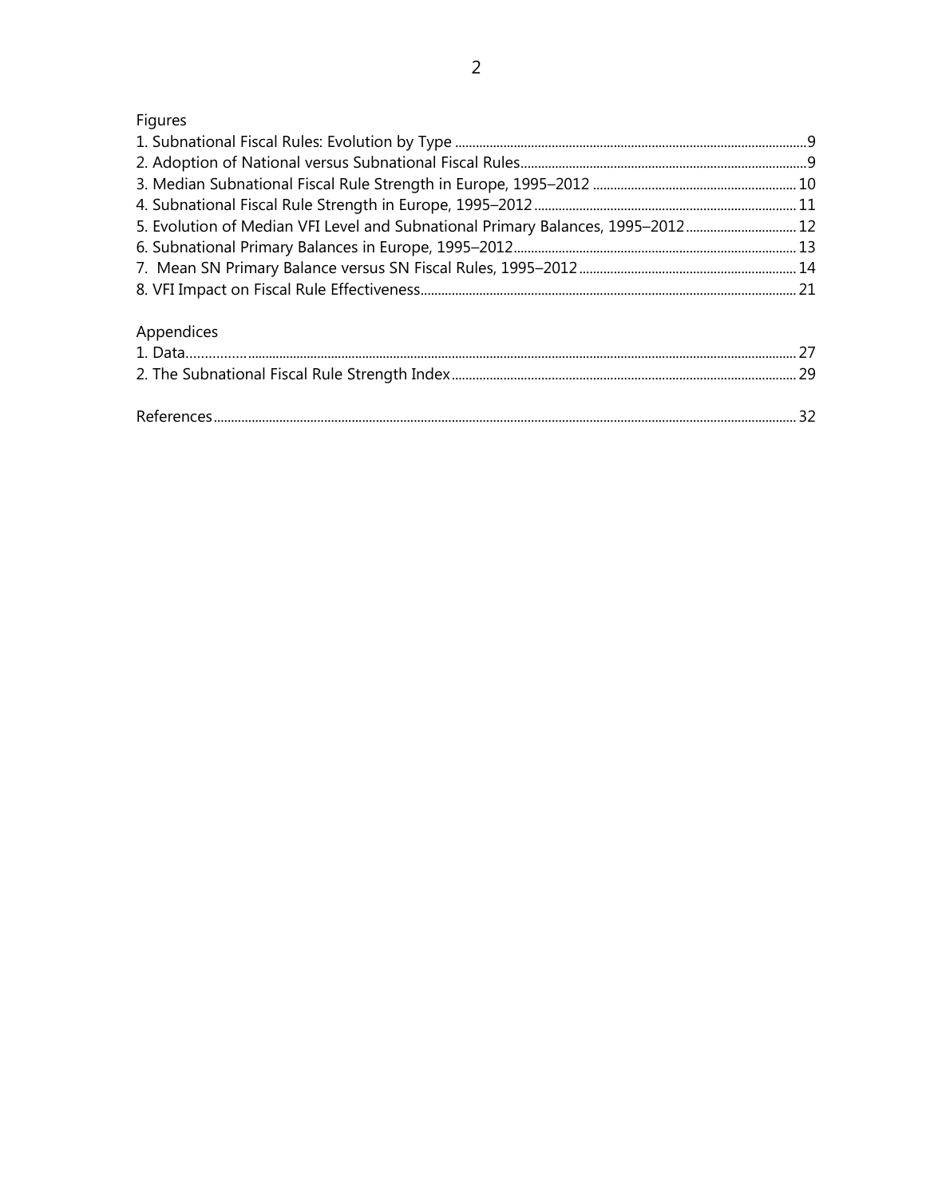Figures

1. Subnational Fiscal Rules: Evolution by Type ..... 9
2. Adoption of National versus Subnational Fiscal Rules ..... 9
3. Median Subnational Fiscal Rule Strength in Europe, 1995–2012 ..... 10
4. Subnational Fiscal Rule Strength in Europe, 1995–2012 ..... 11
5. Evolution of Median VFI Level and Subnational Primary Balances, 1995–2012 ..... 12
6. Subnational Primary Balances in Europe, 1995–2012 ..... 13
7. Mean SN Primary Balance versus SN Fiscal Rules, 1995–2012 ..... 14
8. VFI Impact on Fiscal Rule Effectiveness ..... 21

Appendices

1. Data ..... 27
2. The Subnational Fiscal Rule Strength Index ..... 29

References ..... 32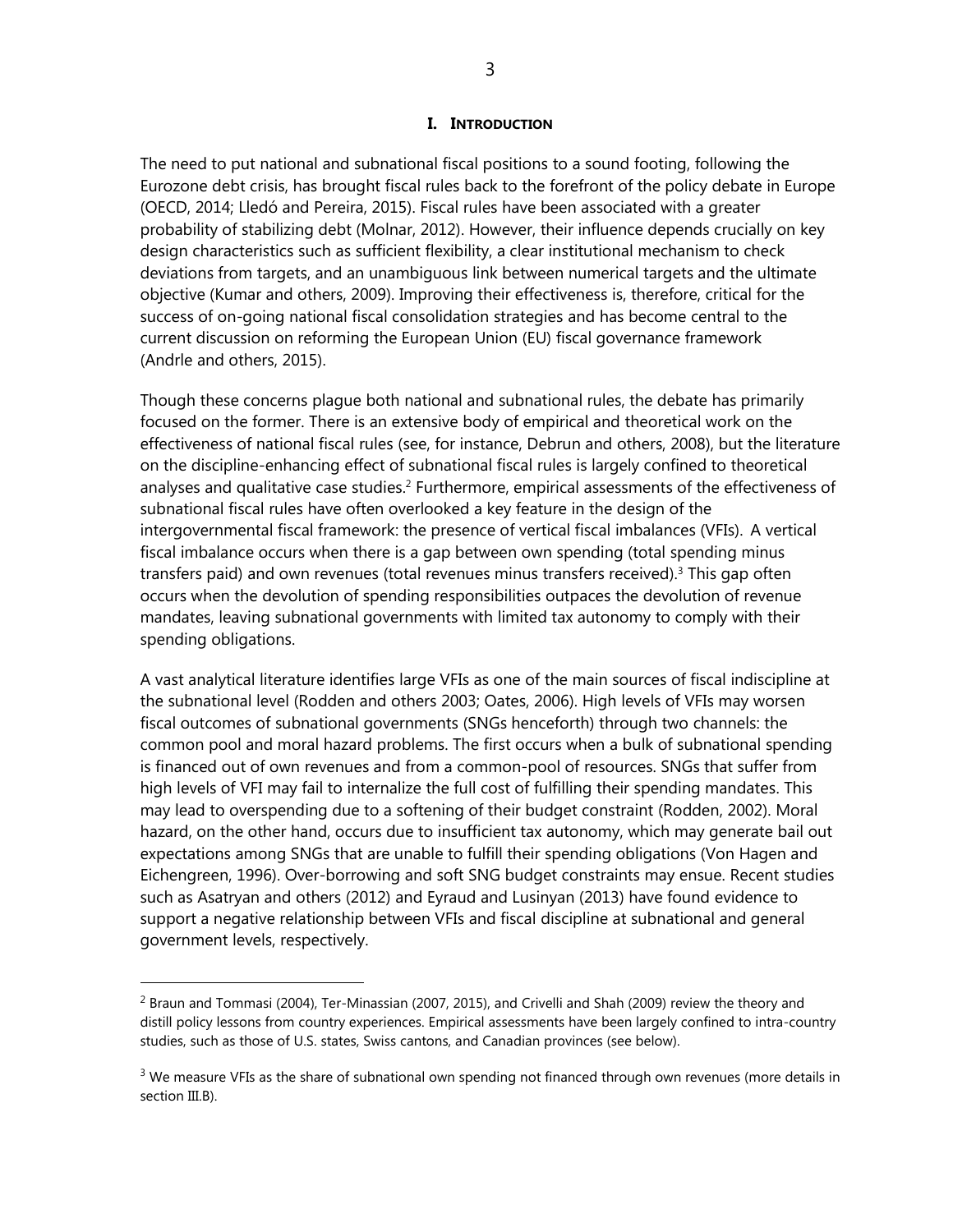# I. INTRODUCTION

The need to put national and subnational fiscal positions to a sound footing, following the Eurozone debt crisis, has brought fiscal rules back to the forefront of the policy debate in Europe (OECD, 2014; Lledó and Pereira, 2015). Fiscal rules have been associated with a greater probability of stabilizing debt (Molnar, 2012). However, their influence depends crucially on key design characteristics such as sufficient flexibility, a clear institutional mechanism to check deviations from targets, and an unambiguous link between numerical targets and the ultimate objective (Kumar and others, 2009). Improving their effectiveness is, therefore, critical for the success of on-going national fiscal consolidation strategies and has become central to the current discussion on reforming the European Union (EU) fiscal governance framework (Andrle and others, 2015).

Though these concerns plague both national and subnational rules, the debate has primarily focused on the former. There is an extensive body of empirical and theoretical work on the effectiveness of national fiscal rules (see, for instance, Debrun and others, 2008), but the literature on the discipline-enhancing effect of subnational fiscal rules is largely confined to theoretical analyses and qualitative case studies.[2] Furthermore, empirical assessments of the effectiveness of subnational fiscal rules have often overlooked a key feature in the design of the intergovernmental fiscal framework: the presence of vertical fiscal imbalances (VFIs). A vertical fiscal imbalance occurs when there is a gap between own spending (total spending minus transfers paid) and own revenues (total revenues minus transfers received).[3] This gap often occurs when the devolution of spending responsibilities outpaces the devolution of revenue mandates, leaving subnational governments with limited tax autonomy to comply with their spending obligations.

A vast analytical literature identifies large VFIs as one of the main sources of fiscal indiscipline at the subnational level (Rodden and others 2003; Oates, 2006). High levels of VFIs may worsen fiscal outcomes of subnational governments (SNGs henceforth) through two channels: the common pool and moral hazard problems. The first occurs when a bulk of subnational spending is financed out of own revenues and from a common-pool of resources. SNGs that suffer from high levels of VFI may fail to internalize the full cost of fulfilling their spending mandates. This may lead to overspending due to a softening of their budget constraint (Rodden, 2002). Moral hazard, on the other hand, occurs due to insufficient tax autonomy, which may generate bail out expectations among SNGs that are unable to fulfill their spending obligations (Von Hagen and Eichengreen, 1996). Over-borrowing and soft SNG budget constraints may ensue. Recent studies such as Asatryan and others (2012) and Eyraud and Lusinyan (2013) have found evidence to support a negative relationship between VFIs and fiscal discipline at subnational and general government levels, respectively.

---

[2] Braun and Tommasi (2004), Ter-Minassian (2007, 2015), and Crivelli and Shah (2009) review the theory and distill policy lessons from country experiences. Empirical assessments have been largely confined to intra-country studies, such as those of U.S. states, Swiss cantons, and Canadian provinces (see below).

[3] We measure VFIs as the share of subnational own spending not financed through own revenues (more details in section III.B).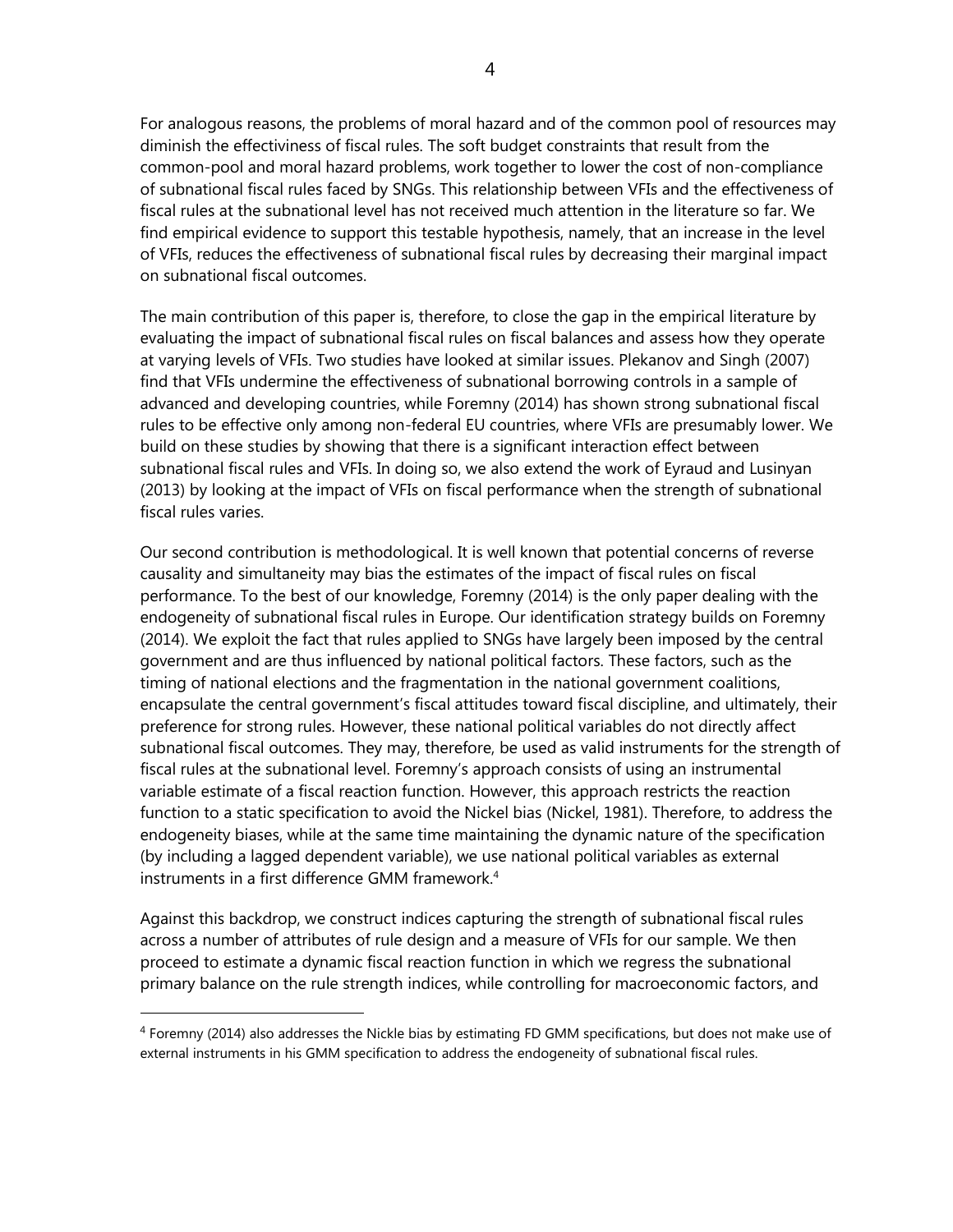For analogous reasons, the problems of moral hazard and of the common pool of resources may diminish the effectiviness of fiscal rules. The soft budget constraints that result from the common-pool and moral hazard problems, work together to lower the cost of non-compliance of subnational fiscal rules faced by SNGs. This relationship between VFIs and the effectiveness of fiscal rules at the subnational level has not received much attention in the literature so far. We find empirical evidence to support this testable hypothesis, namely, that an increase in the level of VFIs, reduces the effectiveness of subnational fiscal rules by decreasing their marginal impact on subnational fiscal outcomes.

The main contribution of this paper is, therefore, to close the gap in the empirical literature by evaluating the impact of subnational fiscal rules on fiscal balances and assess how they operate at varying levels of VFIs. Two studies have looked at similar issues. Plekanov and Singh (2007) find that VFIs undermine the effectiveness of subnational borrowing controls in a sample of advanced and developing countries, while Foremny (2014) has shown strong subnational fiscal rules to be effective only among non-federal EU countries, where VFIs are presumably lower. We build on these studies by showing that there is a significant interaction effect between subnational fiscal rules and VFIs. In doing so, we also extend the work of Eyraud and Lusinyan (2013) by looking at the impact of VFIs on fiscal performance when the strength of subnational fiscal rules varies.

Our second contribution is methodological. It is well known that potential concerns of reverse causality and simultaneity may bias the estimates of the impact of fiscal rules on fiscal performance. To the best of our knowledge, Foremny (2014) is the only paper dealing with the endogeneity of subnational fiscal rules in Europe. Our identification strategy builds on Foremny (2014). We exploit the fact that rules applied to SNGs have largely been imposed by the central government and are thus influenced by national political factors. These factors, such as the timing of national elections and the fragmentation in the national government coalitions, encapsulate the central government's fiscal attitudes toward fiscal discipline, and ultimately, their preference for strong rules. However, these national political variables do not directly affect subnational fiscal outcomes. They may, therefore, be used as valid instruments for the strength of fiscal rules at the subnational level. Foremny's approach consists of using an instrumental variable estimate of a fiscal reaction function. However, this approach restricts the reaction function to a static specification to avoid the Nickel bias (Nickel, 1981). Therefore, to address the endogeneity biases, while at the same time maintaining the dynamic nature of the specification (by including a lagged dependent variable), we use national political variables as external instruments in a first difference GMM framework.[4]

Against this backdrop, we construct indices capturing the strength of subnational fiscal rules across a number of attributes of rule design and a measure of VFIs for our sample. We then proceed to estimate a dynamic fiscal reaction function in which we regress the subnational primary balance on the rule strength indices, while controlling for macroeconomic factors, and

[4] Foremny (2014) also addresses the Nickle bias by estimating FD GMM specifications, but does not make use of external instruments in his GMM specification to address the endogeneity of subnational fiscal rules.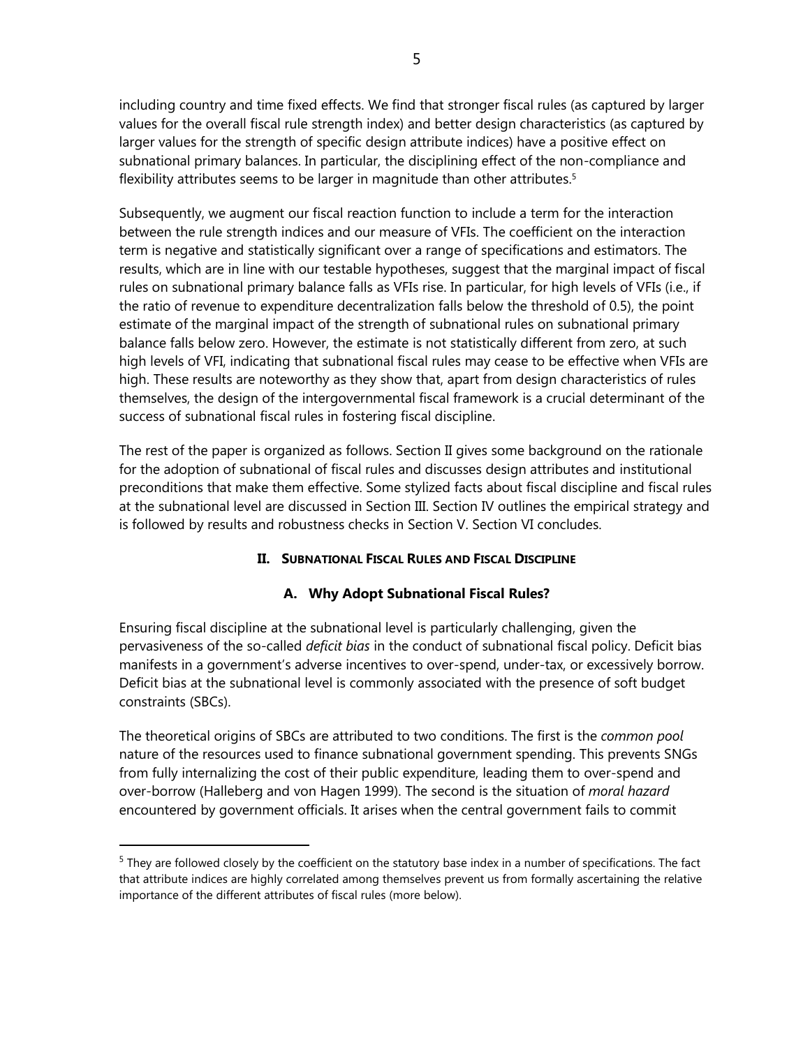including country and time fixed effects. We find that stronger fiscal rules (as captured by larger values for the overall fiscal rule strength index) and better design characteristics (as captured by larger values for the strength of specific design attribute indices) have a positive effect on subnational primary balances. In particular, the disciplining effect of the non-compliance and flexibility attributes seems to be larger in magnitude than other attributes.[5]

Subsequently, we augment our fiscal reaction function to include a term for the interaction between the rule strength indices and our measure of VFIs. The coefficient on the interaction term is negative and statistically significant over a range of specifications and estimators. The results, which are in line with our testable hypotheses, suggest that the marginal impact of fiscal rules on subnational primary balance falls as VFIs rise. In particular, for high levels of VFIs (i.e., if the ratio of revenue to expenditure decentralization falls below the threshold of 0.5), the point estimate of the marginal impact of the strength of subnational rules on subnational primary balance falls below zero. However, the estimate is not statistically different from zero, at such high levels of VFI, indicating that subnational fiscal rules may cease to be effective when VFIs are high. These results are noteworthy as they show that, apart from design characteristics of rules themselves, the design of the intergovernmental fiscal framework is a crucial determinant of the success of subnational fiscal rules in fostering fiscal discipline.

The rest of the paper is organized as follows. Section II gives some background on the rationale for the adoption of subnational of fiscal rules and discusses design attributes and institutional preconditions that make them effective. Some stylized facts about fiscal discipline and fiscal rules at the subnational level are discussed in Section III. Section IV outlines the empirical strategy and is followed by results and robustness checks in Section V. Section VI concludes.

## II. Subnational Fiscal Rules and Fiscal Discipline

### A. Why Adopt Subnational Fiscal Rules?

Ensuring fiscal discipline at the subnational level is particularly challenging, given the pervasiveness of the so-called *deficit bias* in the conduct of subnational fiscal policy. Deficit bias manifests in a government's adverse incentives to over-spend, under-tax, or excessively borrow. Deficit bias at the subnational level is commonly associated with the presence of soft budget constraints (SBCs).

The theoretical origins of SBCs are attributed to two conditions. The first is the *common pool* nature of the resources used to finance subnational government spending. This prevents SNGs from fully internalizing the cost of their public expenditure, leading them to over-spend and over-borrow (Halleberg and von Hagen 1999). The second is the situation of *moral hazard* encountered by government officials. It arises when the central government fails to commit

[5] They are followed closely by the coefficient on the statutory base index in a number of specifications. The fact that attribute indices are highly correlated among themselves prevent us from formally ascertaining the relative importance of the different attributes of fiscal rules (more below).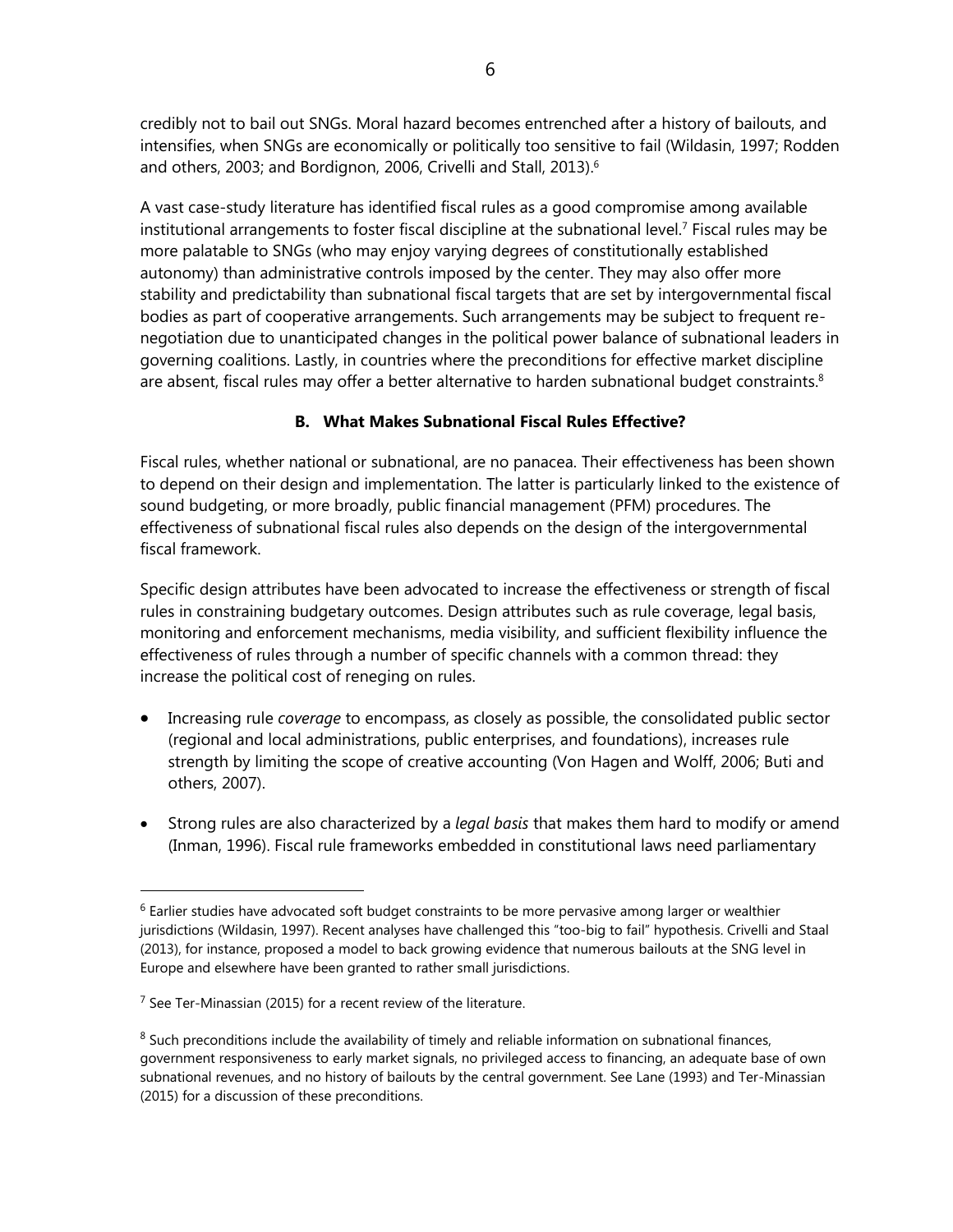credibly not to bail out SNGs. Moral hazard becomes entrenched after a history of bailouts, and intensifies, when SNGs are economically or politically too sensitive to fail (Wildasin, 1997; Rodden and others, 2003; and Bordignon, 2006, Crivelli and Stall, 2013).[6]

A vast case-study literature has identified fiscal rules as a good compromise among available institutional arrangements to foster fiscal discipline at the subnational level.[7] Fiscal rules may be more palatable to SNGs (who may enjoy varying degrees of constitutionally established autonomy) than administrative controls imposed by the center. They may also offer more stability and predictability than subnational fiscal targets that are set by intergovernmental fiscal bodies as part of cooperative arrangements. Such arrangements may be subject to frequent re-negotiation due to unanticipated changes in the political power balance of subnational leaders in governing coalitions. Lastly, in countries where the preconditions for effective market discipline are absent, fiscal rules may offer a better alternative to harden subnational budget constraints.[8]

## B. What Makes Subnational Fiscal Rules Effective?

Fiscal rules, whether national or subnational, are no panacea. Their effectiveness has been shown to depend on their design and implementation. The latter is particularly linked to the existence of sound budgeting, or more broadly, public financial management (PFM) procedures. The effectiveness of subnational fiscal rules also depends on the design of the intergovernmental fiscal framework.

Specific design attributes have been advocated to increase the effectiveness or strength of fiscal rules in constraining budgetary outcomes. Design attributes such as rule coverage, legal basis, monitoring and enforcement mechanisms, media visibility, and sufficient flexibility influence the effectiveness of rules through a number of specific channels with a common thread: they increase the political cost of reneging on rules.

- Increasing rule *coverage* to encompass, as closely as possible, the consolidated public sector (regional and local administrations, public enterprises, and foundations), increases rule strength by limiting the scope of creative accounting (Von Hagen and Wolff, 2006; Buti and others, 2007).

- Strong rules are also characterized by a *legal basis* that makes them hard to modify or amend (Inman, 1996). Fiscal rule frameworks embedded in constitutional laws need parliamentary

---

[6] Earlier studies have advocated soft budget constraints to be more pervasive among larger or wealthier jurisdictions (Wildasin, 1997). Recent analyses have challenged this "too-big to fail" hypothesis. Crivelli and Staal (2013), for instance, proposed a model to back growing evidence that numerous bailouts at the SNG level in Europe and elsewhere have been granted to rather small jurisdictions.

[7] See Ter-Minassian (2015) for a recent review of the literature.

[8] Such preconditions include the availability of timely and reliable information on subnational finances, government responsiveness to early market signals, no privileged access to financing, an adequate base of own subnational revenues, and no history of bailouts by the central government. See Lane (1993) and Ter-Minassian (2015) for a discussion of these preconditions.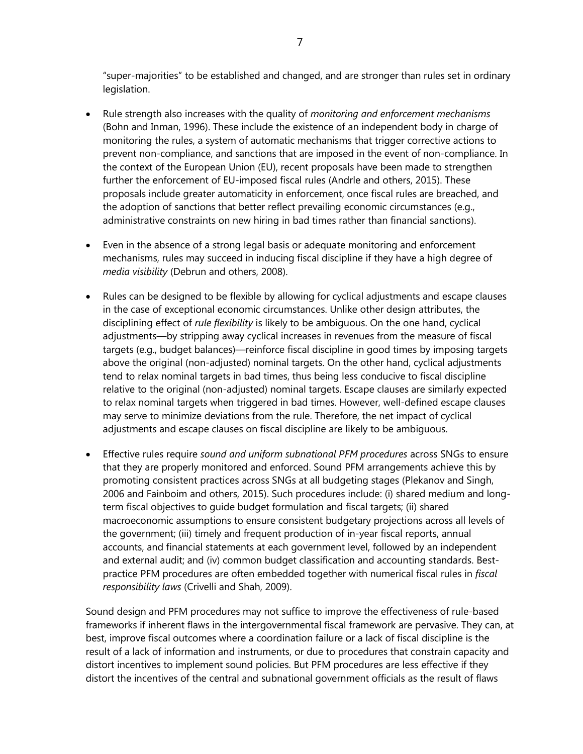"super-majorities" to be established and changed, and are stronger than rules set in ordinary legislation.

- Rule strength also increases with the quality of *monitoring and enforcement mechanisms* (Bohn and Inman, 1996). These include the existence of an independent body in charge of monitoring the rules, a system of automatic mechanisms that trigger corrective actions to prevent non-compliance, and sanctions that are imposed in the event of non-compliance. In the context of the European Union (EU), recent proposals have been made to strengthen further the enforcement of EU-imposed fiscal rules (Andrle and others, 2015). These proposals include greater automaticity in enforcement, once fiscal rules are breached, and the adoption of sanctions that better reflect prevailing economic circumstances (e.g., administrative constraints on new hiring in bad times rather than financial sanctions).

- Even in the absence of a strong legal basis or adequate monitoring and enforcement mechanisms, rules may succeed in inducing fiscal discipline if they have a high degree of *media visibility* (Debrun and others, 2008).

- Rules can be designed to be flexible by allowing for cyclical adjustments and escape clauses in the case of exceptional economic circumstances. Unlike other design attributes, the disciplining effect of *rule flexibility* is likely to be ambiguous. On the one hand, cyclical adjustments—by stripping away cyclical increases in revenues from the measure of fiscal targets (e.g., budget balances)—reinforce fiscal discipline in good times by imposing targets above the original (non-adjusted) nominal targets. On the other hand, cyclical adjustments tend to relax nominal targets in bad times, thus being less conducive to fiscal discipline relative to the original (non-adjusted) nominal targets. Escape clauses are similarly expected to relax nominal targets when triggered in bad times. However, well-defined escape clauses may serve to minimize deviations from the rule. Therefore, the net impact of cyclical adjustments and escape clauses on fiscal discipline are likely to be ambiguous.

- Effective rules require *sound and uniform subnational PFM procedures* across SNGs to ensure that they are properly monitored and enforced. Sound PFM arrangements achieve this by promoting consistent practices across SNGs at all budgeting stages (Plekanov and Singh, 2006 and Fainboim and others, 2015). Such procedures include: (i) shared medium and long-term fiscal objectives to guide budget formulation and fiscal targets; (ii) shared macroeconomic assumptions to ensure consistent budgetary projections across all levels of the government; (iii) timely and frequent production of in-year fiscal reports, annual accounts, and financial statements at each government level, followed by an independent and external audit; and (iv) common budget classification and accounting standards. Best-practice PFM procedures are often embedded together with numerical fiscal rules in *fiscal responsibility laws* (Crivelli and Shah, 2009).

Sound design and PFM procedures may not suffice to improve the effectiveness of rule-based frameworks if inherent flaws in the intergovernmental fiscal framework are pervasive. They can, at best, improve fiscal outcomes where a coordination failure or a lack of fiscal discipline is the result of a lack of information and instruments, or due to procedures that constrain capacity and distort incentives to implement sound policies. But PFM procedures are less effective if they distort the incentives of the central and subnational government officials as the result of flaws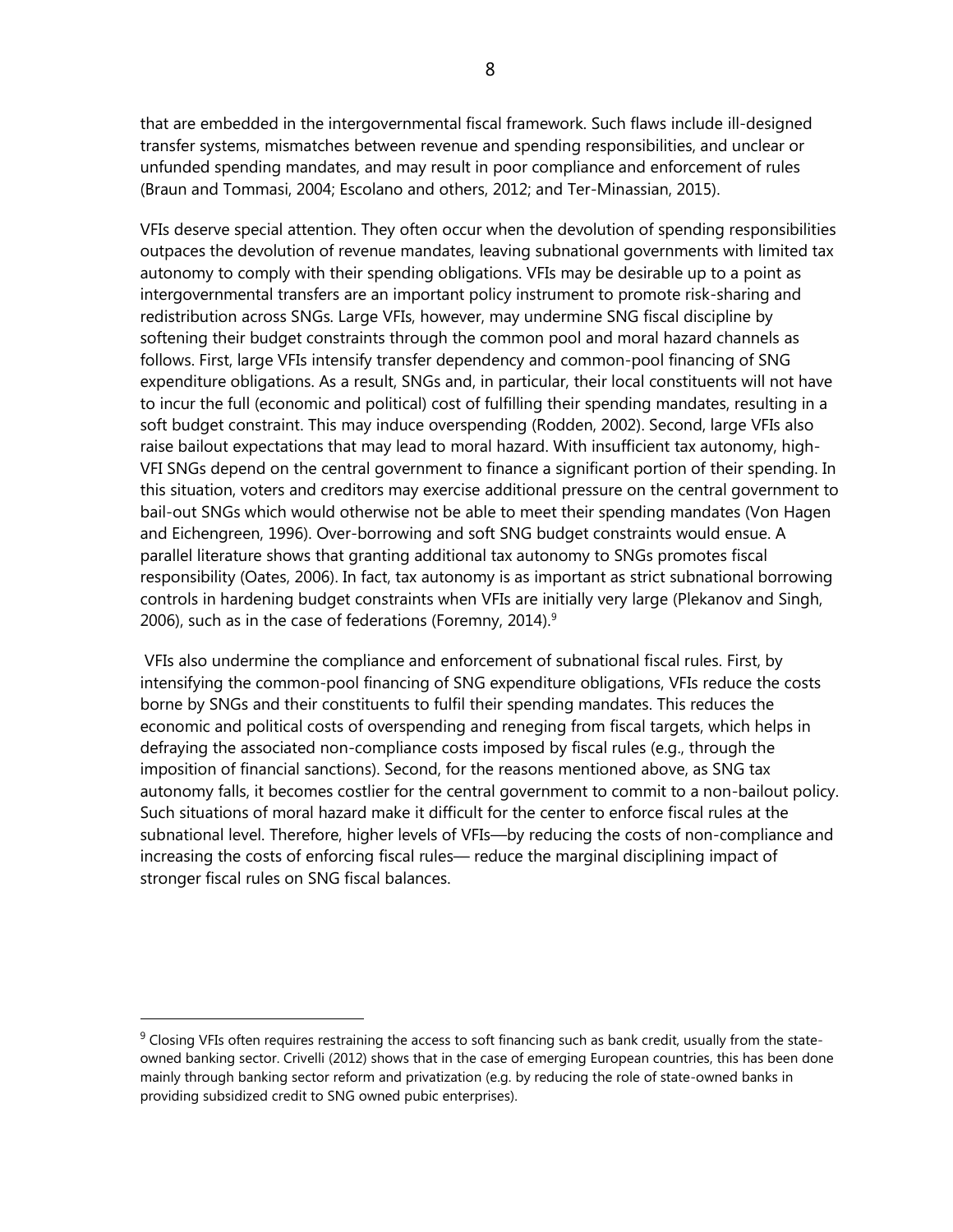that are embedded in the intergovernmental fiscal framework. Such flaws include ill-designed transfer systems, mismatches between revenue and spending responsibilities, and unclear or unfunded spending mandates, and may result in poor compliance and enforcement of rules (Braun and Tommasi, 2004; Escolano and others, 2012; and Ter-Minassian, 2015).

VFIs deserve special attention. They often occur when the devolution of spending responsibilities outpaces the devolution of revenue mandates, leaving subnational governments with limited tax autonomy to comply with their spending obligations. VFIs may be desirable up to a point as intergovernmental transfers are an important policy instrument to promote risk-sharing and redistribution across SNGs. Large VFIs, however, may undermine SNG fiscal discipline by softening their budget constraints through the common pool and moral hazard channels as follows. First, large VFIs intensify transfer dependency and common-pool financing of SNG expenditure obligations. As a result, SNGs and, in particular, their local constituents will not have to incur the full (economic and political) cost of fulfilling their spending mandates, resulting in a soft budget constraint. This may induce overspending (Rodden, 2002). Second, large VFIs also raise bailout expectations that may lead to moral hazard. With insufficient tax autonomy, high-VFI SNGs depend on the central government to finance a significant portion of their spending. In this situation, voters and creditors may exercise additional pressure on the central government to bail-out SNGs which would otherwise not be able to meet their spending mandates (Von Hagen and Eichengreen, 1996). Over-borrowing and soft SNG budget constraints would ensue. A parallel literature shows that granting additional tax autonomy to SNGs promotes fiscal responsibility (Oates, 2006). In fact, tax autonomy is as important as strict subnational borrowing controls in hardening budget constraints when VFIs are initially very large (Plekanov and Singh, 2006), such as in the case of federations (Foremny, 2014).[9]

VFIs also undermine the compliance and enforcement of subnational fiscal rules. First, by intensifying the common-pool financing of SNG expenditure obligations, VFIs reduce the costs borne by SNGs and their constituents to fulfil their spending mandates. This reduces the economic and political costs of overspending and reneging from fiscal targets, which helps in defraying the associated non-compliance costs imposed by fiscal rules (e.g., through the imposition of financial sanctions). Second, for the reasons mentioned above, as SNG tax autonomy falls, it becomes costlier for the central government to commit to a non-bailout policy. Such situations of moral hazard make it difficult for the center to enforce fiscal rules at the subnational level. Therefore, higher levels of VFIs—by reducing the costs of non-compliance and increasing the costs of enforcing fiscal rules— reduce the marginal disciplining impact of stronger fiscal rules on SNG fiscal balances.

---

[9] Closing VFIs often requires restraining the access to soft financing such as bank credit, usually from the state-owned banking sector. Crivelli (2012) shows that in the case of emerging European countries, this has been done mainly through banking sector reform and privatization (e.g. by reducing the role of state-owned banks in providing subsidized credit to SNG owned pubic enterprises).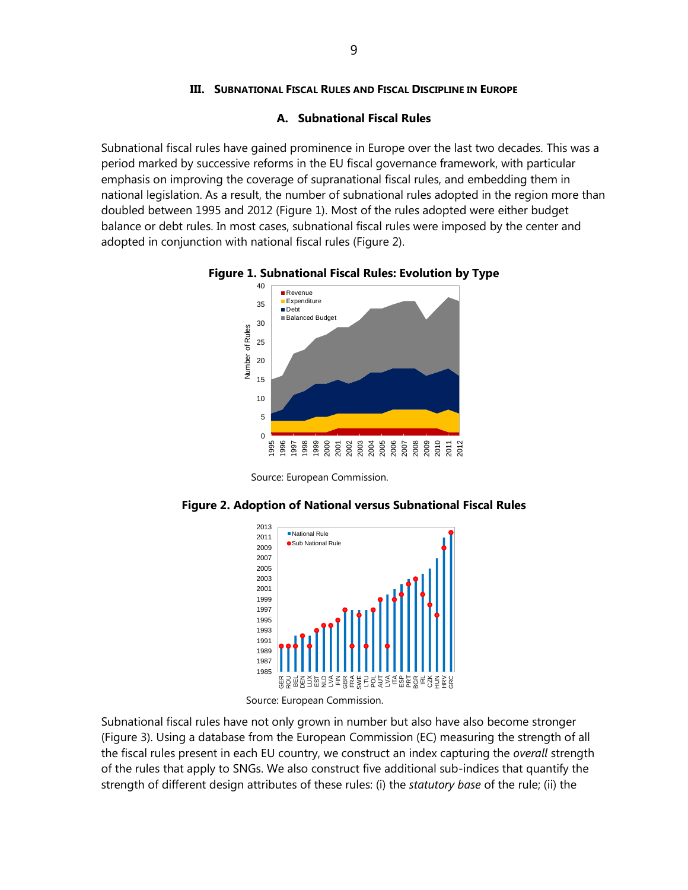## III. Subnational Fiscal Rules and Fiscal Discipline in Europe

### A. Subnational Fiscal Rules

Subnational fiscal rules have gained prominence in Europe over the last two decades. This was a period marked by successive reforms in the EU fiscal governance framework, with particular emphasis on improving the coverage of supranational fiscal rules, and embedding them in national legislation. As a result, the number of subnational rules adopted in the region more than doubled between 1995 and 2012 (Figure 1). Most of the rules adopted were either budget balance or debt rules. In most cases, subnational fiscal rules were imposed by the center and adopted in conjunction with national fiscal rules (Figure 2).

**Figure 1. Subnational Fiscal Rules: Evolution by Type**

Source: European Commission.

**Figure 2. Adoption of National versus Subnational Fiscal Rules**

Source: European Commission.

Subnational fiscal rules have not only grown in number but also have also become stronger (Figure 3). Using a database from the European Commission (EC) measuring the strength of all the fiscal rules present in each EU country, we construct an index capturing the *overall* strength of the rules that apply to SNGs. We also construct five additional sub-indices that quantify the strength of different design attributes of these rules: (i) the *statutory base* of the rule; (ii) the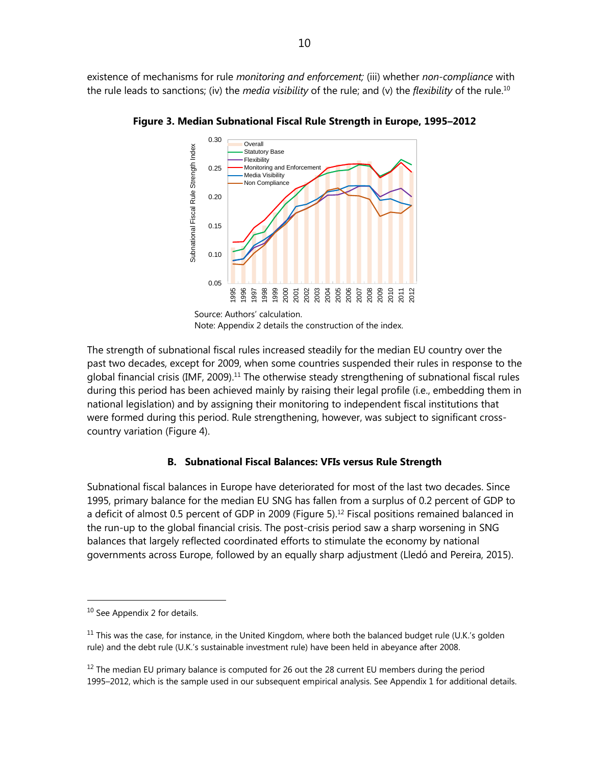existence of mechanisms for rule *monitoring and enforcement;* (iii) whether *non-compliance* with the rule leads to sanctions; (iv) the *media visibility* of the rule; and (v) the *flexibility* of the rule.[10]

**Figure 3. Median Subnational Fiscal Rule Strength in Europe, 1995–2012**

Source: Authors' calculation.
Note: Appendix 2 details the construction of the index.

The strength of subnational fiscal rules increased steadily for the median EU country over the past two decades, except for 2009, when some countries suspended their rules in response to the global financial crisis (IMF, 2009).[11] The otherwise steady strengthening of subnational fiscal rules during this period has been achieved mainly by raising their legal profile (i.e., embedding them in national legislation) and by assigning their monitoring to independent fiscal institutions that were formed during this period. Rule strengthening, however, was subject to significant cross-country variation (Figure 4).

### B. Subnational Fiscal Balances: VFIs versus Rule Strength

Subnational fiscal balances in Europe have deteriorated for most of the last two decades. Since 1995, primary balance for the median EU SNG has fallen from a surplus of 0.2 percent of GDP to a deficit of almost 0.5 percent of GDP in 2009 (Figure 5).[12] Fiscal positions remained balanced in the run-up to the global financial crisis. The post-crisis period saw a sharp worsening in SNG balances that largely reflected coordinated efforts to stimulate the economy by national governments across Europe, followed by an equally sharp adjustment (Lledó and Pereira, 2015).

---

[10] See Appendix 2 for details.

[11] This was the case, for instance, in the United Kingdom, where both the balanced budget rule (U.K.'s golden rule) and the debt rule (U.K.'s sustainable investment rule) have been held in abeyance after 2008.

[12] The median EU primary balance is computed for 26 out the 28 current EU members during the period 1995–2012, which is the sample used in our subsequent empirical analysis. See Appendix 1 for additional details.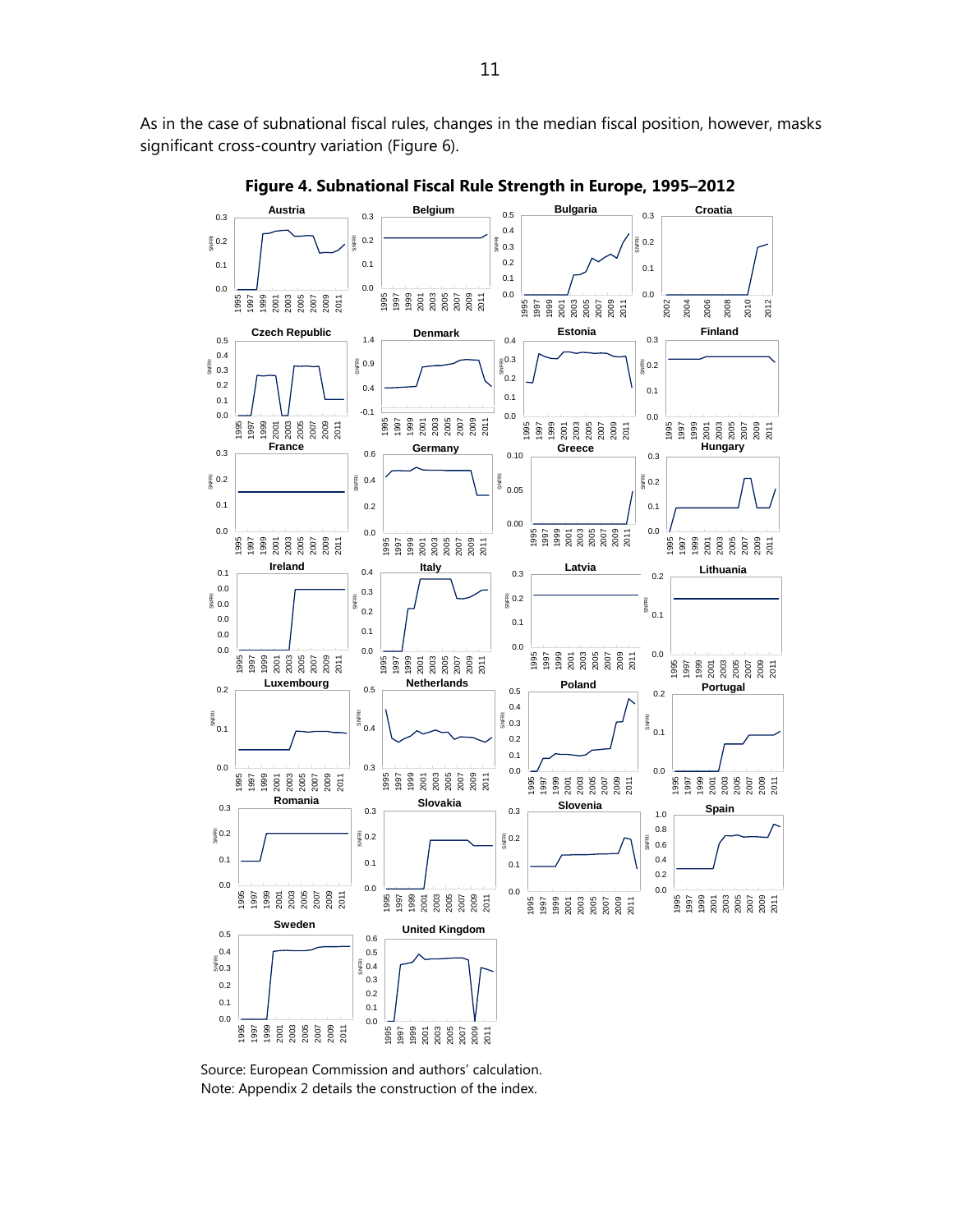As in the case of subnational fiscal rules, changes in the median fiscal position, however, masks significant cross-country variation (Figure 6).

**Figure 4. Subnational Fiscal Rule Strength in Europe, 1995–2012**

Source: European Commission and authors' calculation.
Note: Appendix 2 details the construction of the index.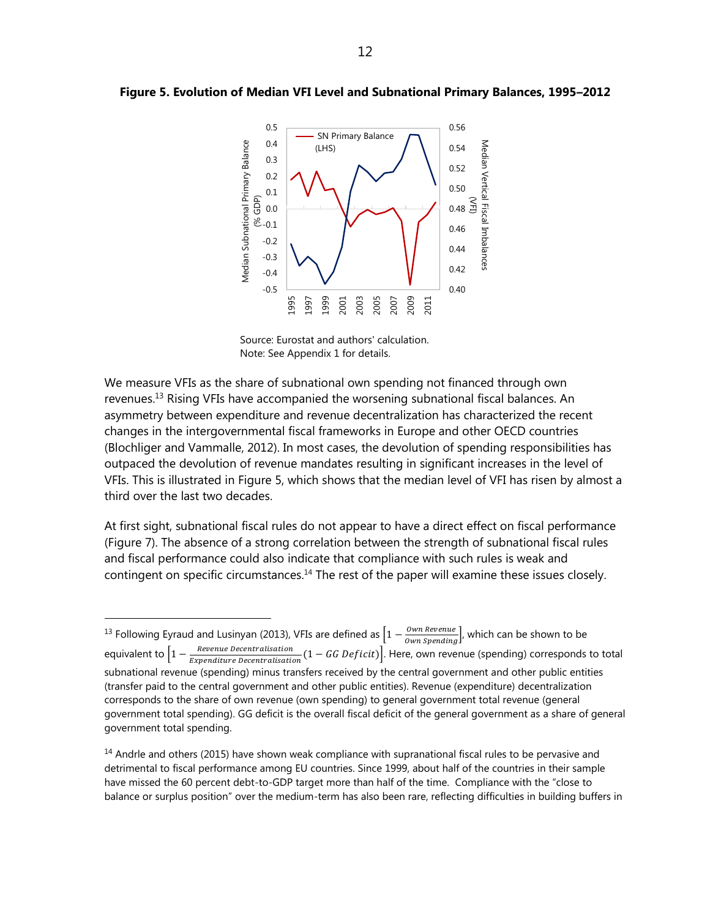**Figure 5. Evolution of Median VFI Level and Subnational Primary Balances, 1995–2012**

Source: Eurostat and authors' calculation.
Note: See Appendix 1 for details.

We measure VFIs as the share of subnational own spending not financed through own revenues.[13] Rising VFIs have accompanied the worsening subnational fiscal balances. An asymmetry between expenditure and revenue decentralization has characterized the recent changes in the intergovernmental fiscal frameworks in Europe and other OECD countries (Blochliger and Vammalle, 2012). In most cases, the devolution of spending responsibilities has outpaced the devolution of revenue mandates resulting in significant increases in the level of VFIs. This is illustrated in Figure 5, which shows that the median level of VFI has risen by almost a third over the last two decades.

At first sight, subnational fiscal rules do not appear to have a direct effect on fiscal performance (Figure 7). The absence of a strong correlation between the strength of subnational fiscal rules and fiscal performance could also indicate that compliance with such rules is weak and contingent on specific circumstances.[14] The rest of the paper will examine these issues closely.

---

[13] Following Eyraud and Lusinyan (2013), VFIs are defined as $\left[1 - \frac{Own\ Revenue}{Own\ Spending}\right]$, which can be shown to be equivalent to $\left[1 - \frac{Revenue\ Decentralisation}{Expenditure\ Decentralisation}(1 - GG\ Deficit)\right]$. Here, own revenue (spending) corresponds to total subnational revenue (spending) minus transfers received by the central government and other public entities (transfer paid to the central government and other public entities). Revenue (expenditure) decentralization corresponds to the share of own revenue (own spending) to general government total revenue (general government total spending). GG deficit is the overall fiscal deficit of the general government as a share of general government total spending.

[14] Andrle and others (2015) have shown weak compliance with supranational fiscal rules to be pervasive and detrimental to fiscal performance among EU countries. Since 1999, about half of the countries in their sample have missed the 60 percent debt-to-GDP target more than half of the time. Compliance with the "close to balance or surplus position" over the medium-term has also been rare, reflecting difficulties in building buffers in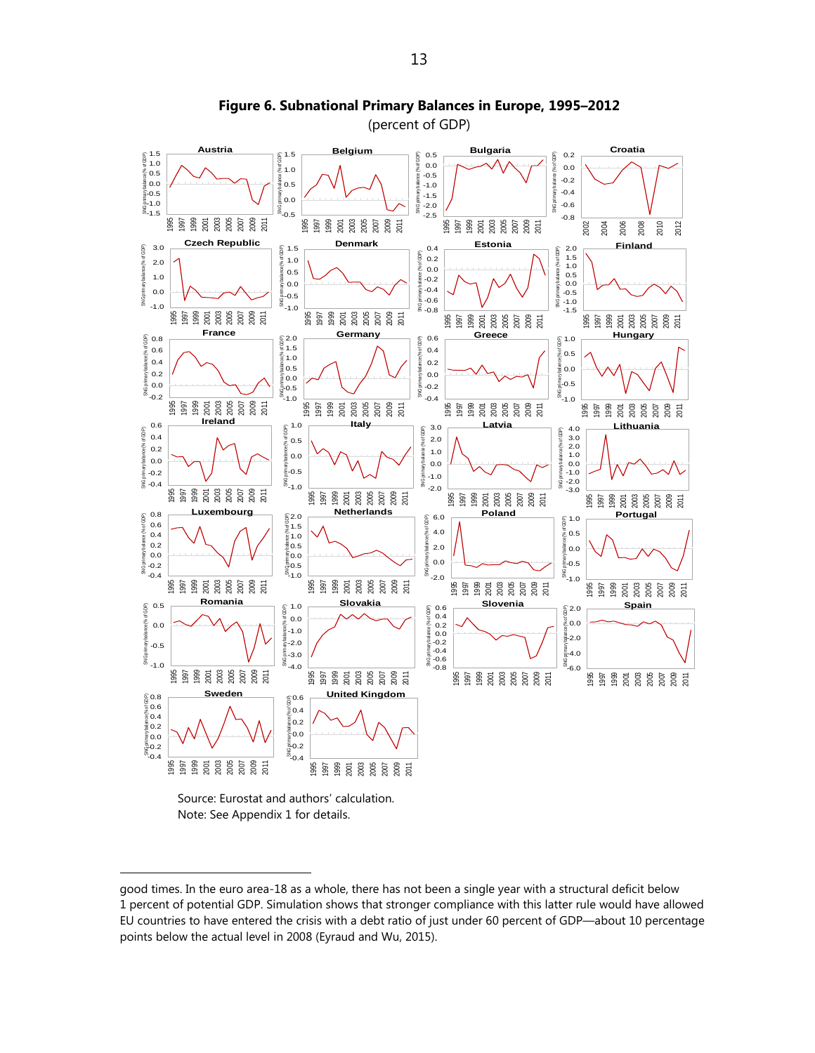**Figure 6. Subnational Primary Balances in Europe, 1995–2012**

(percent of GDP)

Source: Eurostat and authors' calculation.
Note: See Appendix 1 for details.

good times. In the euro area-18 as a whole, there has not been a single year with a structural deficit below 1 percent of potential GDP. Simulation shows that stronger compliance with this latter rule would have allowed EU countries to have entered the crisis with a debt ratio of just under 60 percent of GDP—about 10 percentage points below the actual level in 2008 (Eyraud and Wu, 2015).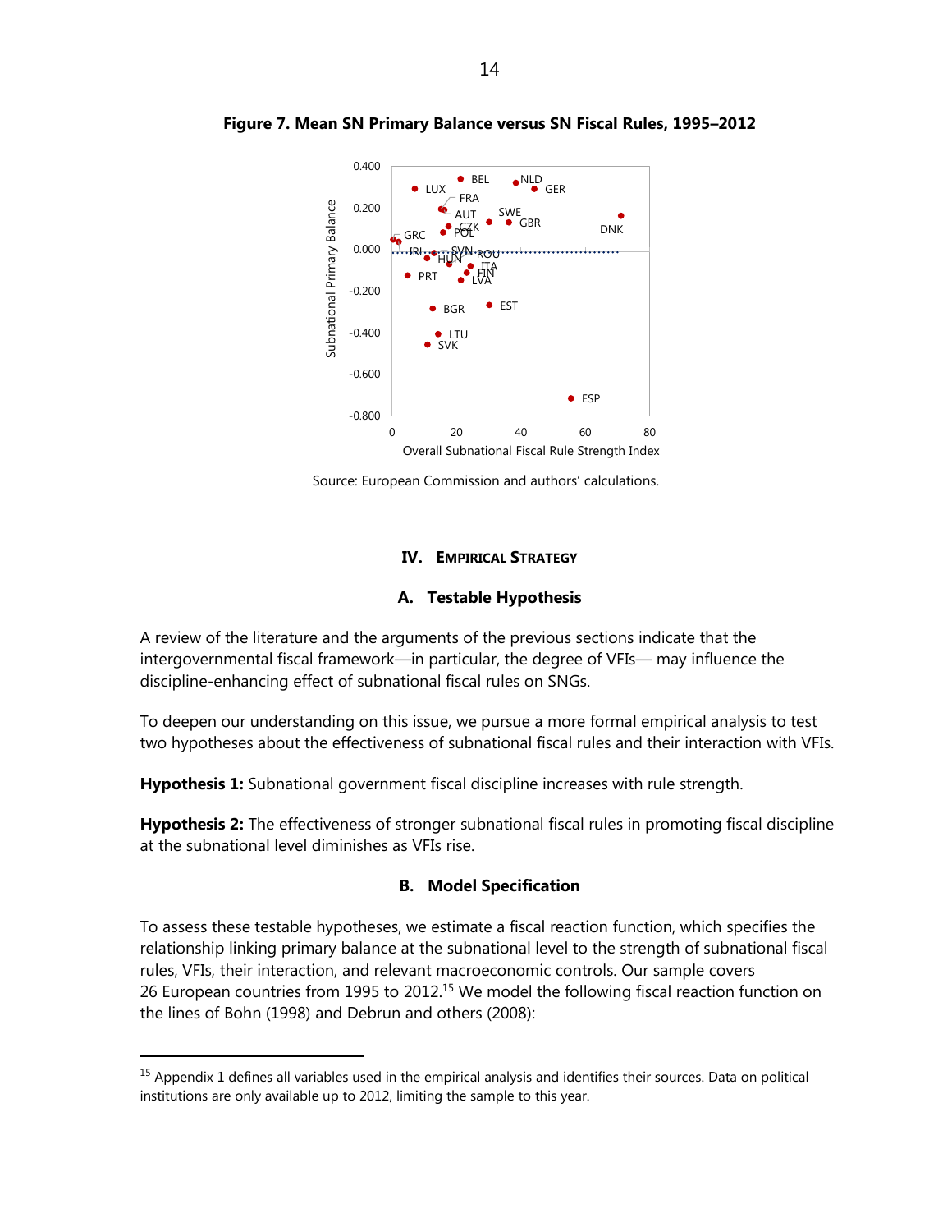**Figure 7. Mean SN Primary Balance versus SN Fiscal Rules, 1995–2012**

Source: European Commission and authors' calculations.

## IV. Empirical Strategy

### A. Testable Hypothesis

A review of the literature and the arguments of the previous sections indicate that the intergovernmental fiscal framework—in particular, the degree of VFIs— may influence the discipline-enhancing effect of subnational fiscal rules on SNGs.

To deepen our understanding on this issue, we pursue a more formal empirical analysis to test two hypotheses about the effectiveness of subnational fiscal rules and their interaction with VFIs.

**Hypothesis 1:** Subnational government fiscal discipline increases with rule strength.

**Hypothesis 2:** The effectiveness of stronger subnational fiscal rules in promoting fiscal discipline at the subnational level diminishes as VFIs rise.

### B. Model Specification

To assess these testable hypotheses, we estimate a fiscal reaction function, which specifies the relationship linking primary balance at the subnational level to the strength of subnational fiscal rules, VFIs, their interaction, and relevant macroeconomic controls. Our sample covers 26 European countries from 1995 to 2012.[15] We model the following fiscal reaction function on the lines of Bohn (1998) and Debrun and others (2008):

[15] Appendix 1 defines all variables used in the empirical analysis and identifies their sources. Data on political institutions are only available up to 2012, limiting the sample to this year.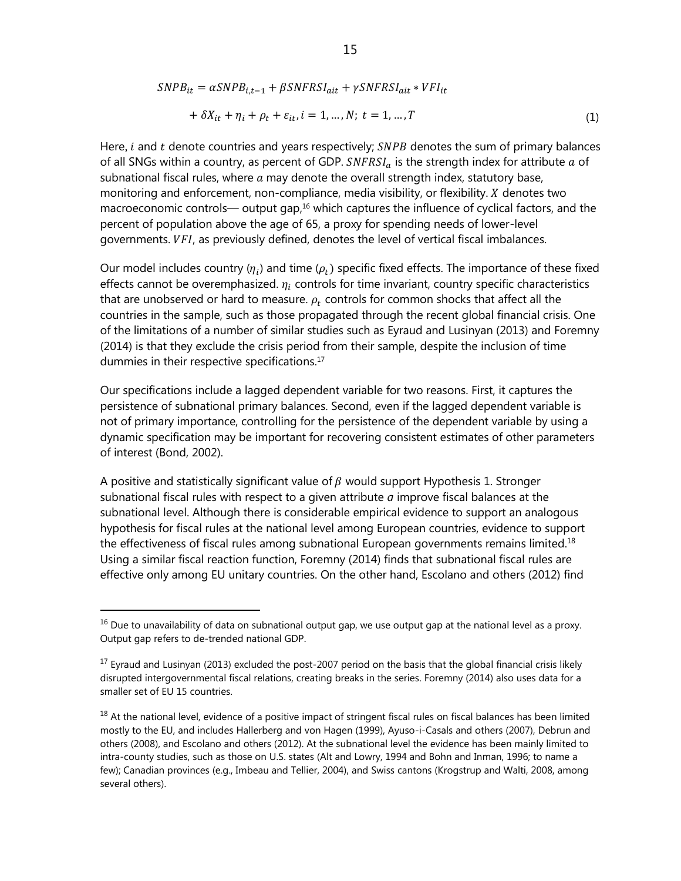$$SNPB_{it} = \alpha SNPB_{i,t-1} + \beta SNFRSI_{ait} + \gamma SNFRSI_{ait} * VFI_{it}$$
$$+ \delta X_{it} + \eta_i + \rho_t + \varepsilon_{it}, i = 1, \ldots, N;\ t = 1, \ldots, T \tag{1}$$

Here, $i$ and $t$ denote countries and years respectively; $SNPB$ denotes the sum of primary balances of all SNGs within a country, as percent of GDP. $SNFRSI_a$ is the strength index for attribute $a$ of subnational fiscal rules, where $a$ may denote the overall strength index, statutory base, monitoring and enforcement, non-compliance, media visibility, or flexibility. $X$ denotes two macroeconomic controls— output gap,[16] which captures the influence of cyclical factors, and the percent of population above the age of 65, a proxy for spending needs of lower-level governments. $VFI$, as previously defined, denotes the level of vertical fiscal imbalances.

Our model includes country ($\eta_i$) and time ($\rho_t$) specific fixed effects. The importance of these fixed effects cannot be overemphasized. $\eta_i$ controls for time invariant, country specific characteristics that are unobserved or hard to measure. $\rho_t$ controls for common shocks that affect all the countries in the sample, such as those propagated through the recent global financial crisis. One of the limitations of a number of similar studies such as Eyraud and Lusinyan (2013) and Foremny (2014) is that they exclude the crisis period from their sample, despite the inclusion of time dummies in their respective specifications.[17]

Our specifications include a lagged dependent variable for two reasons. First, it captures the persistence of subnational primary balances. Second, even if the lagged dependent variable is not of primary importance, controlling for the persistence of the dependent variable by using a dynamic specification may be important for recovering consistent estimates of other parameters of interest (Bond, 2002).

A positive and statistically significant value of $\beta$ would support Hypothesis 1. Stronger subnational fiscal rules with respect to a given attribute $a$ improve fiscal balances at the subnational level. Although there is considerable empirical evidence to support an analogous hypothesis for fiscal rules at the national level among European countries, evidence to support the effectiveness of fiscal rules among subnational European governments remains limited.[18] Using a similar fiscal reaction function, Foremny (2014) finds that subnational fiscal rules are effective only among EU unitary countries. On the other hand, Escolano and others (2012) find

---

[16] Due to unavailability of data on subnational output gap, we use output gap at the national level as a proxy. Output gap refers to de-trended national GDP.

[17] Eyraud and Lusinyan (2013) excluded the post-2007 period on the basis that the global financial crisis likely disrupted intergovernmental fiscal relations, creating breaks in the series. Foremny (2014) also uses data for a smaller set of EU 15 countries.

[18] At the national level, evidence of a positive impact of stringent fiscal rules on fiscal balances has been limited mostly to the EU, and includes Hallerberg and von Hagen (1999), Ayuso-i-Casals and others (2007), Debrun and others (2008), and Escolano and others (2012). At the subnational level the evidence has been mainly limited to intra-county studies, such as those on U.S. states (Alt and Lowry, 1994 and Bohn and Inman, 1996; to name a few); Canadian provinces (e.g., Imbeau and Tellier, 2004), and Swiss cantons (Krogstrup and Walti, 2008, among several others).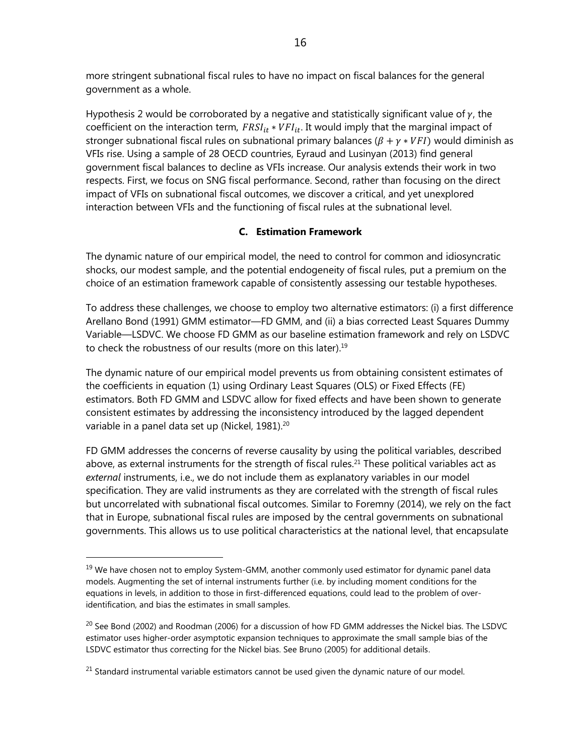more stringent subnational fiscal rules to have no impact on fiscal balances for the general government as a whole.

Hypothesis 2 would be corroborated by a negative and statistically significant value of $\gamma$, the coefficient on the interaction term, $FRSI_{it} * VFI_{it}$. It would imply that the marginal impact of stronger subnational fiscal rules on subnational primary balances ($\beta + \gamma * VFI$) would diminish as VFIs rise. Using a sample of 28 OECD countries, Eyraud and Lusinyan (2013) find general government fiscal balances to decline as VFIs increase. Our analysis extends their work in two respects. First, we focus on SNG fiscal performance. Second, rather than focusing on the direct impact of VFIs on subnational fiscal outcomes, we discover a critical, and yet unexplored interaction between VFIs and the functioning of fiscal rules at the subnational level.

### C. Estimation Framework

The dynamic nature of our empirical model, the need to control for common and idiosyncratic shocks, our modest sample, and the potential endogeneity of fiscal rules, put a premium on the choice of an estimation framework capable of consistently assessing our testable hypotheses.

To address these challenges, we choose to employ two alternative estimators: (i) a first difference Arellano Bond (1991) GMM estimator—FD GMM, and (ii) a bias corrected Least Squares Dummy Variable—LSDVC. We choose FD GMM as our baseline estimation framework and rely on LSDVC to check the robustness of our results (more on this later).[19]

The dynamic nature of our empirical model prevents us from obtaining consistent estimates of the coefficients in equation (1) using Ordinary Least Squares (OLS) or Fixed Effects (FE) estimators. Both FD GMM and LSDVC allow for fixed effects and have been shown to generate consistent estimates by addressing the inconsistency introduced by the lagged dependent variable in a panel data set up (Nickel, 1981).[20]

FD GMM addresses the concerns of reverse causality by using the political variables, described above, as external instruments for the strength of fiscal rules.[21] These political variables act as *external* instruments, i.e., we do not include them as explanatory variables in our model specification. They are valid instruments as they are correlated with the strength of fiscal rules but uncorrelated with subnational fiscal outcomes. Similar to Foremny (2014), we rely on the fact that in Europe, subnational fiscal rules are imposed by the central governments on subnational governments. This allows us to use political characteristics at the national level, that encapsulate

---

[19] We have chosen not to employ System-GMM, another commonly used estimator for dynamic panel data models. Augmenting the set of internal instruments further (i.e. by including moment conditions for the equations in levels, in addition to those in first-differenced equations, could lead to the problem of over-identification, and bias the estimates in small samples.

[20] See Bond (2002) and Roodman (2006) for a discussion of how FD GMM addresses the Nickel bias. The LSDVC estimator uses higher-order asymptotic expansion techniques to approximate the small sample bias of the LSDVC estimator thus correcting for the Nickel bias. See Bruno (2005) for additional details.

[21] Standard instrumental variable estimators cannot be used given the dynamic nature of our model.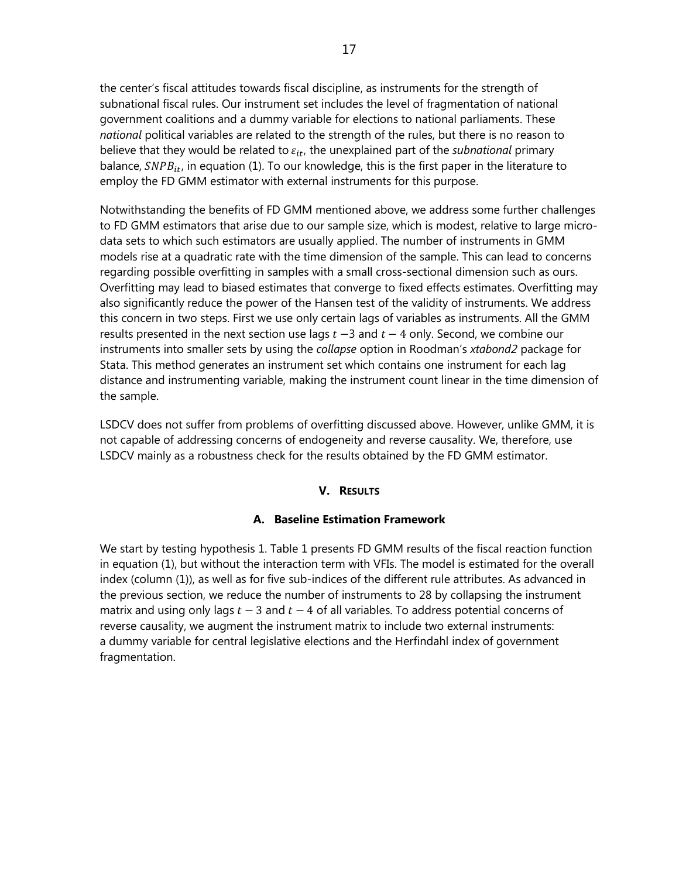the center's fiscal attitudes towards fiscal discipline, as instruments for the strength of subnational fiscal rules. Our instrument set includes the level of fragmentation of national government coalitions and a dummy variable for elections to national parliaments. These *national* political variables are related to the strength of the rules, but there is no reason to believe that they would be related to $\varepsilon_{it}$, the unexplained part of the *subnational* primary balance, $SNPB_{it}$, in equation (1). To our knowledge, this is the first paper in the literature to employ the FD GMM estimator with external instruments for this purpose.

Notwithstanding the benefits of FD GMM mentioned above, we address some further challenges to FD GMM estimators that arise due to our sample size, which is modest, relative to large micro-data sets to which such estimators are usually applied. The number of instruments in GMM models rise at a quadratic rate with the time dimension of the sample. This can lead to concerns regarding possible overfitting in samples with a small cross-sectional dimension such as ours. Overfitting may lead to biased estimates that converge to fixed effects estimates. Overfitting may also significantly reduce the power of the Hansen test of the validity of instruments. We address this concern in two steps. First we use only certain lags of variables as instruments. All the GMM results presented in the next section use lags $t-3$ and $t-4$ only. Second, we combine our instruments into smaller sets by using the *collapse* option in Roodman's *xtabond2* package for Stata. This method generates an instrument set which contains one instrument for each lag distance and instrumenting variable, making the instrument count linear in the time dimension of the sample.

LSDCV does not suffer from problems of overfitting discussed above. However, unlike GMM, it is not capable of addressing concerns of endogeneity and reverse causality. We, therefore, use LSDCV mainly as a robustness check for the results obtained by the FD GMM estimator.

## V. Results

### A. Baseline Estimation Framework

We start by testing hypothesis 1. Table 1 presents FD GMM results of the fiscal reaction function in equation (1), but without the interaction term with VFIs. The model is estimated for the overall index (column (1)), as well as for five sub-indices of the different rule attributes. As advanced in the previous section, we reduce the number of instruments to 28 by collapsing the instrument matrix and using only lags $t-3$ and $t-4$ of all variables. To address potential concerns of reverse causality, we augment the instrument matrix to include two external instruments: a dummy variable for central legislative elections and the Herfindahl index of government fragmentation.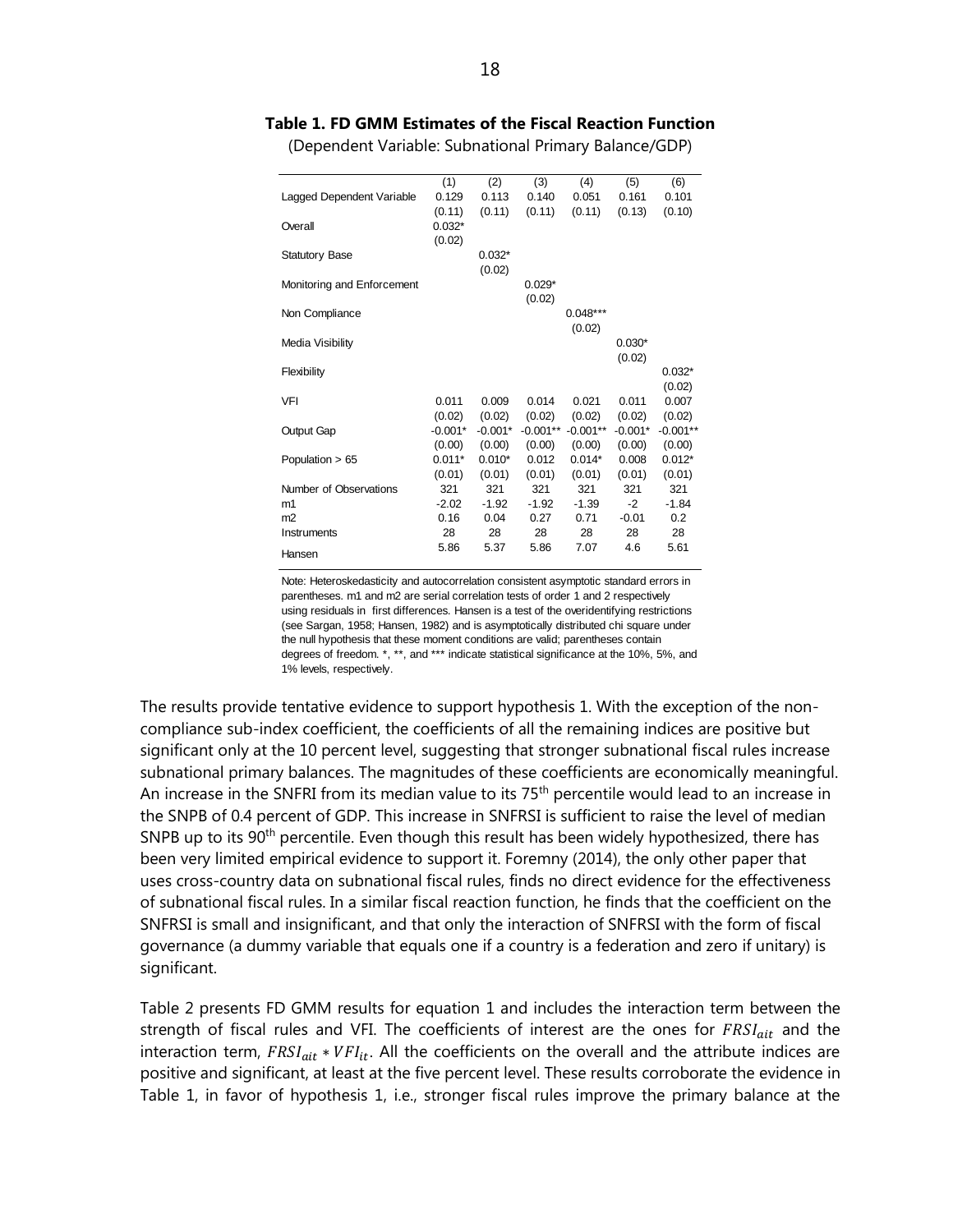**Table 1. FD GMM Estimates of the Fiscal Reaction Function**

(Dependent Variable: Subnational Primary Balance/GDP)

| | (1) | (2) | (3) | (4) | (5) | (6) |
|---|---|---|---|---|---|---|
| Lagged Dependent Variable | 0.129 | 0.113 | 0.140 | 0.051 | 0.161 | 0.101 |
| | (0.11) | (0.11) | (0.11) | (0.11) | (0.13) | (0.10) |
| Overall | 0.032* | | | | | |
| | (0.02) | | | | | |
| Statutory Base | | 0.032* | | | | |
| | | (0.02) | | | | |
| Monitoring and Enforcement | | | 0.029* | | | |
| | | | (0.02) | | | |
| Non Compliance | | | | 0.048*** | | |
| | | | | (0.02) | | |
| Media Visibility | | | | | 0.030* | |
| | | | | | (0.02) | |
| Flexibility | | | | | | 0.032* |
| | | | | | | (0.02) |
| VFI | 0.011 | 0.009 | 0.014 | 0.021 | 0.011 | 0.007 |
| | (0.02) | (0.02) | (0.02) | (0.02) | (0.02) | (0.02) |
| Output Gap | -0.001* | -0.001* | -0.001** | -0.001** | -0.001* | -0.001** |
| | (0.00) | (0.00) | (0.00) | (0.00) | (0.00) | (0.00) |
| Population > 65 | 0.011* | 0.010* | 0.012 | 0.014* | 0.008 | 0.012* |
| | (0.01) | (0.01) | (0.01) | (0.01) | (0.01) | (0.01) |
| Number of Observations | 321 | 321 | 321 | 321 | 321 | 321 |
| m1 | -2.02 | -1.92 | -1.92 | -1.39 | -2 | -1.84 |
| m2 | 0.16 | 0.04 | 0.27 | 0.71 | -0.01 | 0.2 |
| Instruments | 28 | 28 | 28 | 28 | 28 | 28 |
| Hansen | 5.86 | 5.37 | 5.86 | 7.07 | 4.6 | 5.61 |

Note: Heteroskedasticity and autocorrelation consistent asymptotic standard errors in parentheses. m1 and m2 are serial correlation tests of order 1 and 2 respectively using residuals in first differences. Hansen is a test of the overidentifying restrictions (see Sargan, 1958; Hansen, 1982) and is asymptotically distributed chi square under the null hypothesis that these moment conditions are valid; parentheses contain degrees of freedom. *, **, and *** indicate statistical significance at the 10%, 5%, and 1% levels, respectively.

The results provide tentative evidence to support hypothesis 1. With the exception of the non-compliance sub-index coefficient, the coefficients of all the remaining indices are positive but significant only at the 10 percent level, suggesting that stronger subnational fiscal rules increase subnational primary balances. The magnitudes of these coefficients are economically meaningful. An increase in the SNFRI from its median value to its 75th percentile would lead to an increase in the SNPB of 0.4 percent of GDP. This increase in SNFRSI is sufficient to raise the level of median SNPB up to its 90th percentile. Even though this result has been widely hypothesized, there has been very limited empirical evidence to support it. Foremny (2014), the only other paper that uses cross-country data on subnational fiscal rules, finds no direct evidence for the effectiveness of subnational fiscal rules. In a similar fiscal reaction function, he finds that the coefficient on the SNFRSI is small and insignificant, and that only the interaction of SNFRSI with the form of fiscal governance (a dummy variable that equals one if a country is a federation and zero if unitary) is significant.

Table 2 presents FD GMM results for equation 1 and includes the interaction term between the strength of fiscal rules and VFI. The coefficients of interest are the ones for $FRSI_{ait}$ and the interaction term, $FRSI_{ait} * VFI_{it}$. All the coefficients on the overall and the attribute indices are positive and significant, at least at the five percent level. These results corroborate the evidence in Table 1, in favor of hypothesis 1, i.e., stronger fiscal rules improve the primary balance at the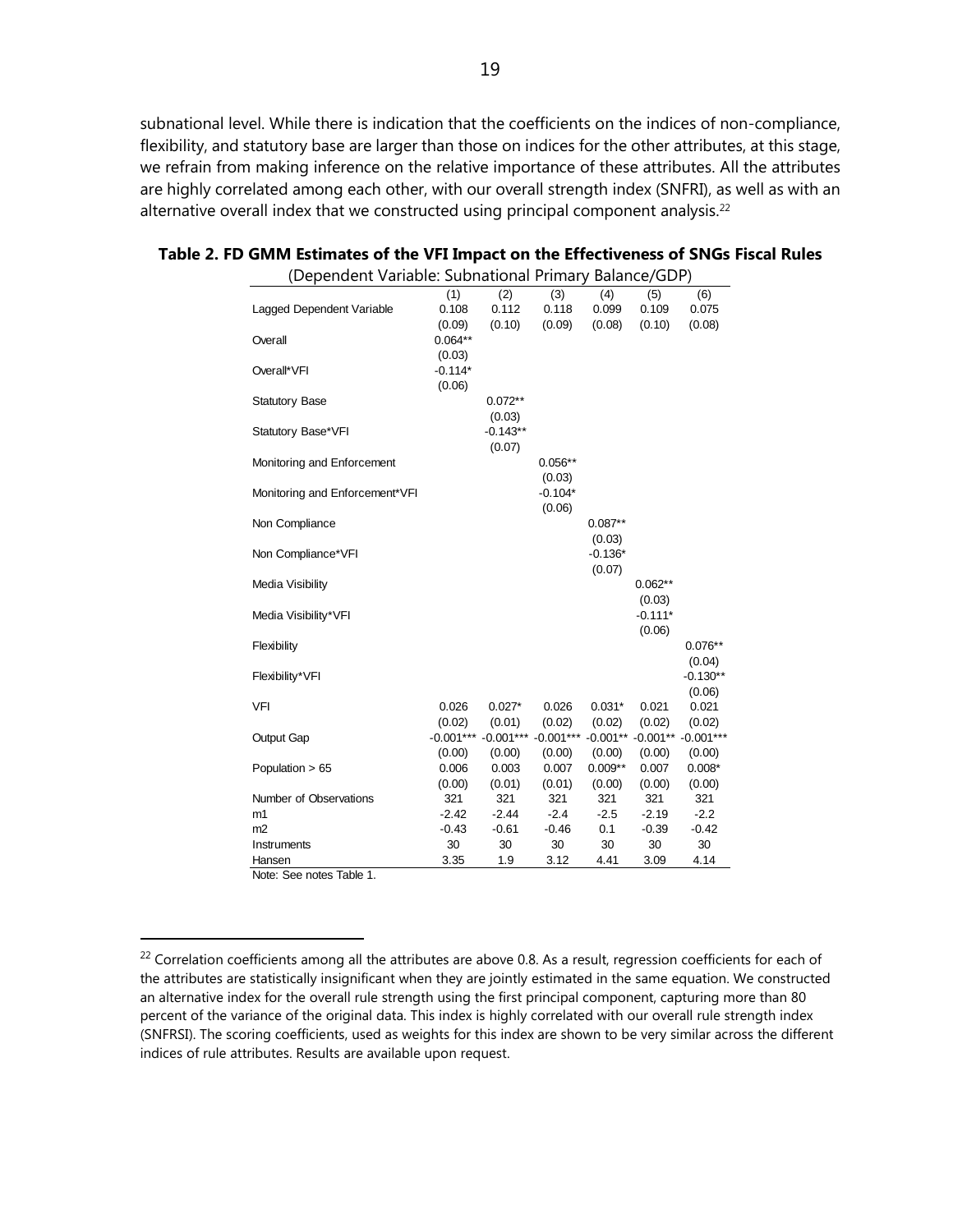subnational level. While there is indication that the coefficients on the indices of non-compliance, flexibility, and statutory base are larger than those on indices for the other attributes, at this stage, we refrain from making inference on the relative importance of these attributes. All the attributes are highly correlated among each other, with our overall strength index (SNFRI), as well as with an alternative overall index that we constructed using principal component analysis.[22]

**Table 2. FD GMM Estimates of the VFI Impact on the Effectiveness of SNGs Fiscal Rules**

(Dependent Variable: Subnational Primary Balance/GDP)

| | (1) | (2) | (3) | (4) | (5) | (6) |
|---|---|---|---|---|---|---|
| Lagged Dependent Variable | 0.108 | 0.112 | 0.118 | 0.099 | 0.109 | 0.075 |
| | (0.09) | (0.10) | (0.09) | (0.08) | (0.10) | (0.08) |
| Overall | 0.064** | | | | | |
| | (0.03) | | | | | |
| Overall*VFI | -0.114* | | | | | |
| | (0.06) | | | | | |
| Statutory Base | | 0.072** | | | | |
| | | (0.03) | | | | |
| Statutory Base*VFI | | -0.143** | | | | |
| | | (0.07) | | | | |
| Monitoring and Enforcement | | | 0.056** | | | |
| | | | (0.03) | | | |
| Monitoring and Enforcement*VFI | | | -0.104* | | | |
| | | | (0.06) | | | |
| Non Compliance | | | | 0.087** | | |
| | | | | (0.03) | | |
| Non Compliance*VFI | | | | -0.136* | | |
| | | | | (0.07) | | |
| Media Visibility | | | | | 0.062** | |
| | | | | | (0.03) | |
| Media Visibility*VFI | | | | | -0.111* | |
| | | | | | (0.06) | |
| Flexibility | | | | | | 0.076** |
| | | | | | | (0.04) |
| Flexibility*VFI | | | | | | -0.130** |
| | | | | | | (0.06) |
| VFI | 0.026 | 0.027* | 0.026 | 0.031* | 0.021 | 0.021 |
| | (0.02) | (0.01) | (0.02) | (0.02) | (0.02) | (0.02) |
| Output Gap | -0.001*** | -0.001*** | -0.001*** | -0.001** | -0.001** | -0.001*** |
| | (0.00) | (0.00) | (0.00) | (0.00) | (0.00) | (0.00) |
| Population > 65 | 0.006 | 0.003 | 0.007 | 0.009** | 0.007 | 0.008* |
| | (0.00) | (0.01) | (0.01) | (0.00) | (0.00) | (0.00) |
| Number of Observations | 321 | 321 | 321 | 321 | 321 | 321 |
| m1 | -2.42 | -2.44 | -2.4 | -2.5 | -2.19 | -2.2 |
| m2 | -0.43 | -0.61 | -0.46 | 0.1 | -0.39 | -0.42 |
| Instruments | 30 | 30 | 30 | 30 | 30 | 30 |
| Hansen | 3.35 | 1.9 | 3.12 | 4.41 | 3.09 | 4.14 |

Note: See notes Table 1.

[22] Correlation coefficients among all the attributes are above 0.8. As a result, regression coefficients for each of the attributes are statistically insignificant when they are jointly estimated in the same equation. We constructed an alternative index for the overall rule strength using the first principal component, capturing more than 80 percent of the variance of the original data. This index is highly correlated with our overall rule strength index (SNFRSI). The scoring coefficients, used as weights for this index are shown to be very similar across the different indices of rule attributes. Results are available upon request.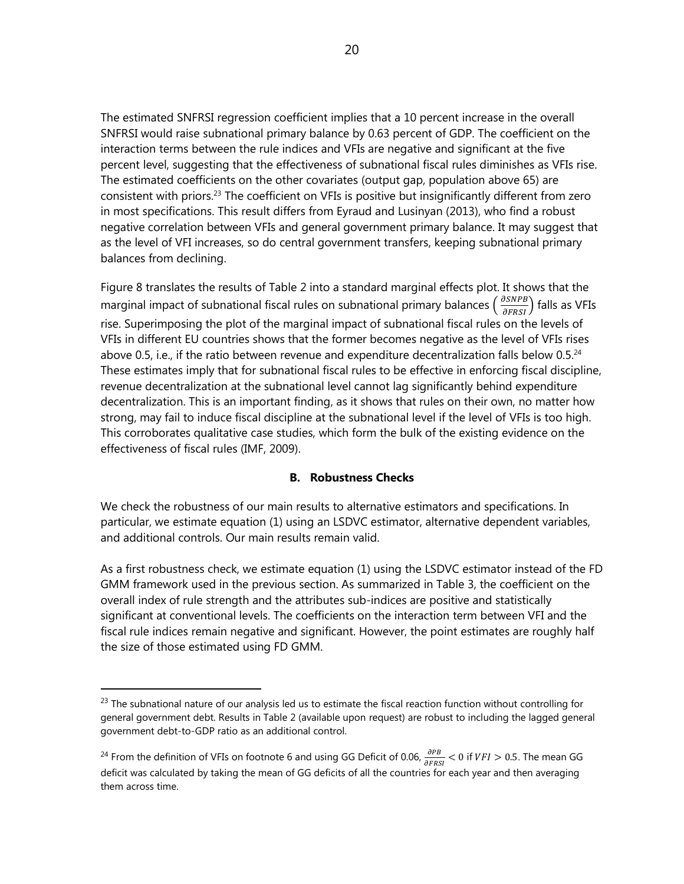The estimated SNFRSI regression coefficient implies that a 10 percent increase in the overall SNFRSI would raise subnational primary balance by 0.63 percent of GDP. The coefficient on the interaction terms between the rule indices and VFIs are negative and significant at the five percent level, suggesting that the effectiveness of subnational fiscal rules diminishes as VFIs rise. The estimated coefficients on the other covariates (output gap, population above 65) are consistent with priors.[23] The coefficient on VFIs is positive but insignificantly different from zero in most specifications. This result differs from Eyraud and Lusinyan (2013), who find a robust negative correlation between VFIs and general government primary balance. It may suggest that as the level of VFI increases, so do central government transfers, keeping subnational primary balances from declining.

Figure 8 translates the results of Table 2 into a standard marginal effects plot. It shows that the marginal impact of subnational fiscal rules on subnational primary balances $\left(\frac{\partial SNPB}{\partial FRSI}\right)$ falls as VFIs rise. Superimposing the plot of the marginal impact of subnational fiscal rules on the levels of VFIs in different EU countries shows that the former becomes negative as the level of VFIs rises above 0.5, i.e., if the ratio between revenue and expenditure decentralization falls below 0.5.[24] These estimates imply that for subnational fiscal rules to be effective in enforcing fiscal discipline, revenue decentralization at the subnational level cannot lag significantly behind expenditure decentralization. This is an important finding, as it shows that rules on their own, no matter how strong, may fail to induce fiscal discipline at the subnational level if the level of VFIs is too high. This corroborates qualitative case studies, which form the bulk of the existing evidence on the effectiveness of fiscal rules (IMF, 2009).

### B. Robustness Checks

We check the robustness of our main results to alternative estimators and specifications. In particular, we estimate equation (1) using an LSDVC estimator, alternative dependent variables, and additional controls. Our main results remain valid.

As a first robustness check, we estimate equation (1) using the LSDVC estimator instead of the FD GMM framework used in the previous section. As summarized in Table 3, the coefficient on the overall index of rule strength and the attributes sub-indices are positive and statistically significant at conventional levels. The coefficients on the interaction term between VFI and the fiscal rule indices remain negative and significant. However, the point estimates are roughly half the size of those estimated using FD GMM.

---

[23] The subnational nature of our analysis led us to estimate the fiscal reaction function without controlling for general government debt. Results in Table 2 (available upon request) are robust to including the lagged general government debt-to-GDP ratio as an additional control.

[24] From the definition of VFIs on footnote 6 and using GG Deficit of 0.06, $\frac{\partial PB}{\partial FRSI} < 0$ if $VFI > 0.5$. The mean GG deficit was calculated by taking the mean of GG deficits of all the countries for each year and then averaging them across time.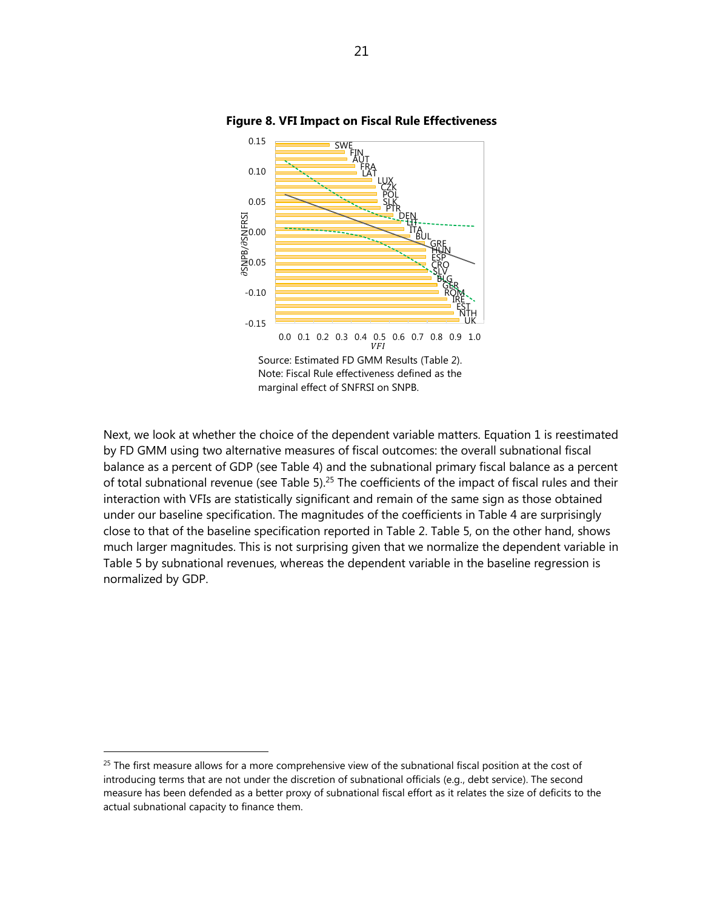**Figure 8. VFI Impact on Fiscal Rule Effectiveness**

Source: Estimated FD GMM Results (Table 2).
Note: Fiscal Rule effectiveness defined as the marginal effect of SNFRSI on SNPB.

Next, we look at whether the choice of the dependent variable matters. Equation 1 is reestimated by FD GMM using two alternative measures of fiscal outcomes: the overall subnational fiscal balance as a percent of GDP (see Table 4) and the subnational primary fiscal balance as a percent of total subnational revenue (see Table 5).[25] The coefficients of the impact of fiscal rules and their interaction with VFIs are statistically significant and remain of the same sign as those obtained under our baseline specification. The magnitudes of the coefficients in Table 4 are surprisingly close to that of the baseline specification reported in Table 2. Table 5, on the other hand, shows much larger magnitudes. This is not surprising given that we normalize the dependent variable in Table 5 by subnational revenues, whereas the dependent variable in the baseline regression is normalized by GDP.

[25] The first measure allows for a more comprehensive view of the subnational fiscal position at the cost of introducing terms that are not under the discretion of subnational officials (e.g., debt service). The second measure has been defended as a better proxy of subnational fiscal effort as it relates the size of deficits to the actual subnational capacity to finance them.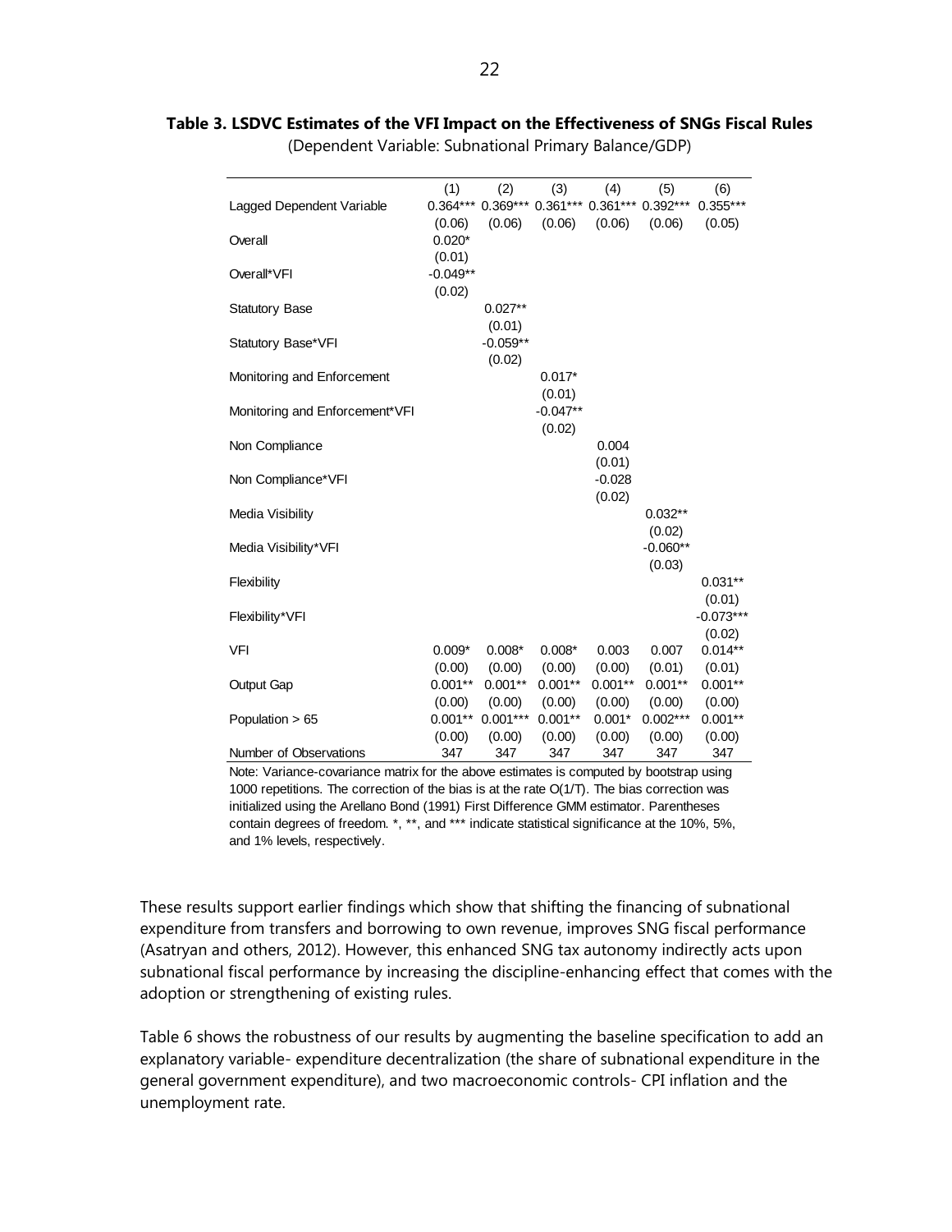**Table 3. LSDVC Estimates of the VFI Impact on the Effectiveness of SNGs Fiscal Rules**

(Dependent Variable: Subnational Primary Balance/GDP)

| | (1) | (2) | (3) | (4) | (5) | (6) |
|---|---|---|---|---|---|---|
| Lagged Dependent Variable | 0.364*** | 0.369*** | 0.361*** | 0.361*** | 0.392*** | 0.355*** |
| | (0.06) | (0.06) | (0.06) | (0.06) | (0.06) | (0.05) |
| Overall | 0.020* | | | | | |
| | (0.01) | | | | | |
| Overall*VFI | -0.049** | | | | | |
| | (0.02) | | | | | |
| Statutory Base | | 0.027** | | | | |
| | | (0.01) | | | | |
| Statutory Base*VFI | | -0.059** | | | | |
| | | (0.02) | | | | |
| Monitoring and Enforcement | | | 0.017* | | | |
| | | | (0.01) | | | |
| Monitoring and Enforcement*VFI | | | -0.047** | | | |
| | | | (0.02) | | | |
| Non Compliance | | | | 0.004 | | |
| | | | | (0.01) | | |
| Non Compliance*VFI | | | | -0.028 | | |
| | | | | (0.02) | | |
| Media Visibility | | | | | 0.032** | |
| | | | | | (0.02) | |
| Media Visibility*VFI | | | | | -0.060** | |
| | | | | | (0.03) | |
| Flexibility | | | | | | 0.031** |
| | | | | | | (0.01) |
| Flexibility*VFI | | | | | | -0.073*** |
| | | | | | | (0.02) |
| VFI | 0.009* | 0.008* | 0.008* | 0.003 | 0.007 | 0.014** |
| | (0.00) | (0.00) | (0.00) | (0.00) | (0.01) | (0.01) |
| Output Gap | 0.001** | 0.001** | 0.001** | 0.001** | 0.001** | 0.001** |
| | (0.00) | (0.00) | (0.00) | (0.00) | (0.00) | (0.00) |
| Population > 65 | 0.001** | 0.001*** | 0.001** | 0.001* | 0.002*** | 0.001** |
| | (0.00) | (0.00) | (0.00) | (0.00) | (0.00) | (0.00) |
| Number of Observations | 347 | 347 | 347 | 347 | 347 | 347 |

Note: Variance-covariance matrix for the above estimates is computed by bootstrap using 1000 repetitions. The correction of the bias is at the rate O(1/T). The bias correction was initialized using the Arellano Bond (1991) First Difference GMM estimator. Parentheses contain degrees of freedom. *, **, and *** indicate statistical significance at the 10%, 5%, and 1% levels, respectively.

These results support earlier findings which show that shifting the financing of subnational expenditure from transfers and borrowing to own revenue, improves SNG fiscal performance (Asatryan and others, 2012). However, this enhanced SNG tax autonomy indirectly acts upon subnational fiscal performance by increasing the discipline-enhancing effect that comes with the adoption or strengthening of existing rules.

Table 6 shows the robustness of our results by augmenting the baseline specification to add an explanatory variable- expenditure decentralization (the share of subnational expenditure in the general government expenditure), and two macroeconomic controls- CPI inflation and the unemployment rate.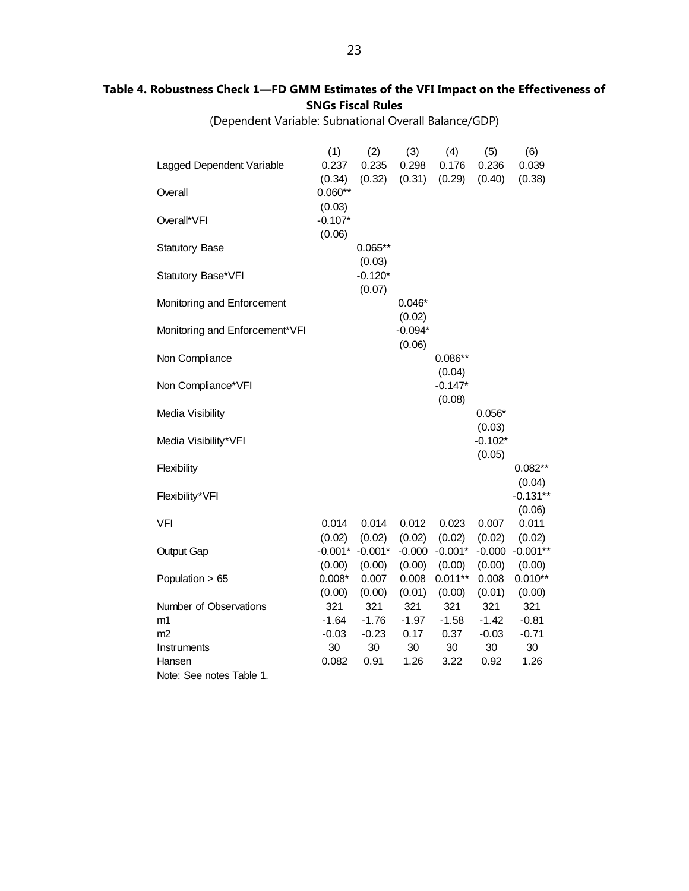**Table 4. Robustness Check 1—FD GMM Estimates of the VFI Impact on the Effectiveness of SNGs Fiscal Rules**

(Dependent Variable: Subnational Overall Balance/GDP)

| | (1) | (2) | (3) | (4) | (5) | (6) |
|---|---|---|---|---|---|---|
| Lagged Dependent Variable | 0.237 | 0.235 | 0.298 | 0.176 | 0.236 | 0.039 |
| | (0.34) | (0.32) | (0.31) | (0.29) | (0.40) | (0.38) |
| Overall | 0.060** | | | | | |
| | (0.03) | | | | | |
| Overall*VFI | -0.107* | | | | | |
| | (0.06) | | | | | |
| Statutory Base | | 0.065** | | | | |
| | | (0.03) | | | | |
| Statutory Base*VFI | | -0.120* | | | | |
| | | (0.07) | | | | |
| Monitoring and Enforcement | | | 0.046* | | | |
| | | | (0.02) | | | |
| Monitoring and Enforcement*VFI | | | -0.094* | | | |
| | | | (0.06) | | | |
| Non Compliance | | | | 0.086** | | |
| | | | | (0.04) | | |
| Non Compliance*VFI | | | | -0.147* | | |
| | | | | (0.08) | | |
| Media Visibility | | | | | 0.056* | |
| | | | | | (0.03) | |
| Media Visibility*VFI | | | | | -0.102* | |
| | | | | | (0.05) | |
| Flexibility | | | | | | 0.082** |
| | | | | | | (0.04) |
| Flexibility*VFI | | | | | | -0.131** |
| | | | | | | (0.06) |
| VFI | 0.014 | 0.014 | 0.012 | 0.023 | 0.007 | 0.011 |
| | (0.02) | (0.02) | (0.02) | (0.02) | (0.02) | (0.02) |
| Output Gap | -0.001* | -0.001* | -0.000 | -0.001* | -0.000 | -0.001** |
| | (0.00) | (0.00) | (0.00) | (0.00) | (0.00) | (0.00) |
| Population > 65 | 0.008* | 0.007 | 0.008 | 0.011** | 0.008 | 0.010** |
| | (0.00) | (0.00) | (0.01) | (0.00) | (0.01) | (0.00) |
| Number of Observations | 321 | 321 | 321 | 321 | 321 | 321 |
| m1 | -1.64 | -1.76 | -1.97 | -1.58 | -1.42 | -0.81 |
| m2 | -0.03 | -0.23 | 0.17 | 0.37 | -0.03 | -0.71 |
| Instruments | 30 | 30 | 30 | 30 | 30 | 30 |
| Hansen | 0.082 | 0.91 | 1.26 | 3.22 | 0.92 | 1.26 |

Note: See notes Table 1.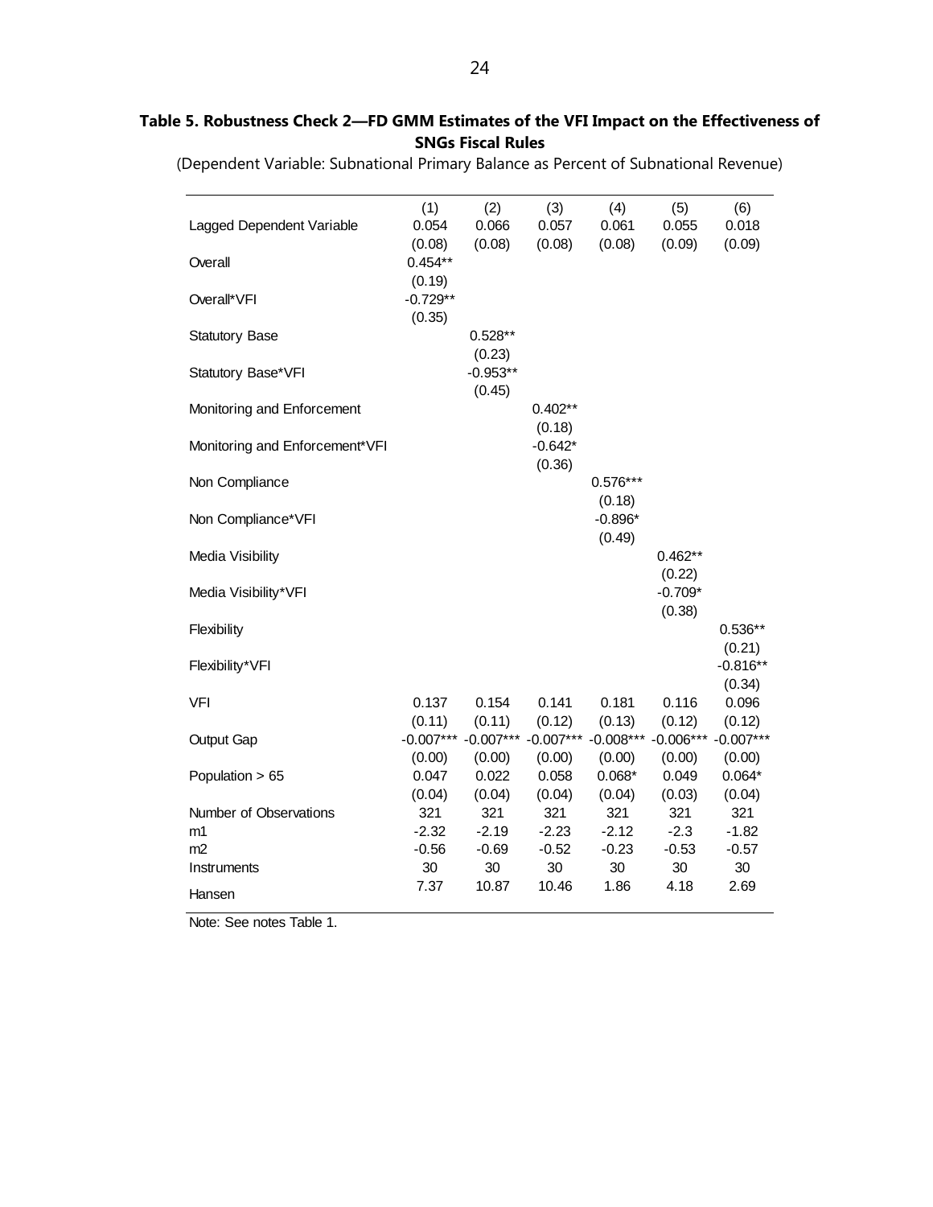**Table 5. Robustness Check 2—FD GMM Estimates of the VFI Impact on the Effectiveness of SNGs Fiscal Rules**

(Dependent Variable: Subnational Primary Balance as Percent of Subnational Revenue)

| | (1) | (2) | (3) | (4) | (5) | (6) |
|---|---|---|---|---|---|---|
| Lagged Dependent Variable | 0.054 | 0.066 | 0.057 | 0.061 | 0.055 | 0.018 |
| | (0.08) | (0.08) | (0.08) | (0.08) | (0.09) | (0.09) |
| Overall | 0.454** | | | | | |
| | (0.19) | | | | | |
| Overall*VFI | -0.729** | | | | | |
| | (0.35) | | | | | |
| Statutory Base | | 0.528** | | | | |
| | | (0.23) | | | | |
| Statutory Base*VFI | | -0.953** | | | | |
| | | (0.45) | | | | |
| Monitoring and Enforcement | | | 0.402** | | | |
| | | | (0.18) | | | |
| Monitoring and Enforcement*VFI | | | -0.642* | | | |
| | | | (0.36) | | | |
| Non Compliance | | | | 0.576*** | | |
| | | | | (0.18) | | |
| Non Compliance*VFI | | | | -0.896* | | |
| | | | | (0.49) | | |
| Media Visibility | | | | | 0.462** | |
| | | | | | (0.22) | |
| Media Visibility*VFI | | | | | -0.709* | |
| | | | | | (0.38) | |
| Flexibility | | | | | | 0.536** |
| | | | | | | (0.21) |
| Flexibility*VFI | | | | | | -0.816** |
| | | | | | | (0.34) |
| VFI | 0.137 | 0.154 | 0.141 | 0.181 | 0.116 | 0.096 |
| | (0.11) | (0.11) | (0.12) | (0.13) | (0.12) | (0.12) |
| Output Gap | -0.007*** | -0.007*** | -0.007*** | -0.008*** | -0.006*** | -0.007*** |
| | (0.00) | (0.00) | (0.00) | (0.00) | (0.00) | (0.00) |
| Population > 65 | 0.047 | 0.022 | 0.058 | 0.068* | 0.049 | 0.064* |
| | (0.04) | (0.04) | (0.04) | (0.04) | (0.03) | (0.04) |
| Number of Observations | 321 | 321 | 321 | 321 | 321 | 321 |
| m1 | -2.32 | -2.19 | -2.23 | -2.12 | -2.3 | -1.82 |
| m2 | -0.56 | -0.69 | -0.52 | -0.23 | -0.53 | -0.57 |
| Instruments | 30 | 30 | 30 | 30 | 30 | 30 |
| Hansen | 7.37 | 10.87 | 10.46 | 1.86 | 4.18 | 2.69 |

Note: See notes Table 1.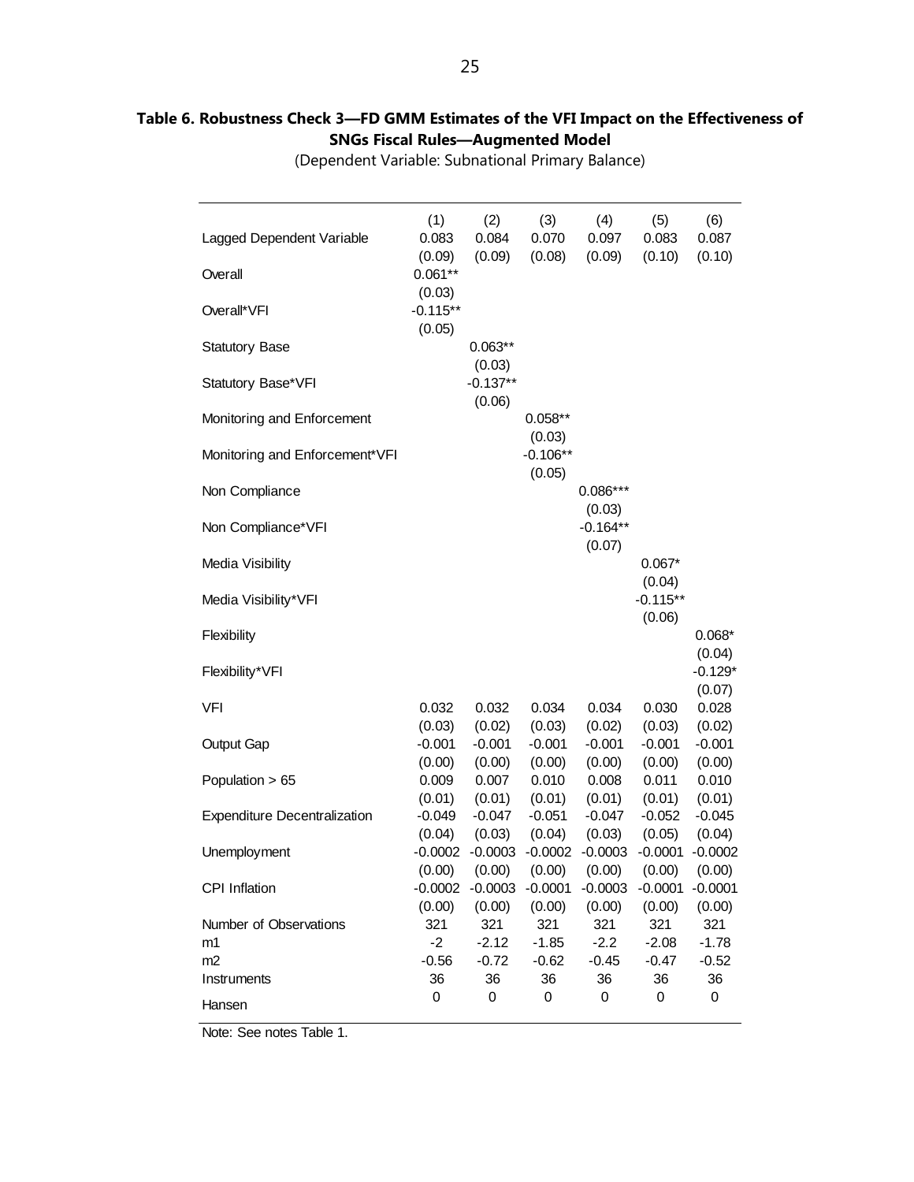**Table 6. Robustness Check 3—FD GMM Estimates of the VFI Impact on the Effectiveness of SNGs Fiscal Rules—Augmented Model**

(Dependent Variable: Subnational Primary Balance)

| | (1) | (2) | (3) | (4) | (5) | (6) |
|---|---|---|---|---|---|---|
| Lagged Dependent Variable | 0.083 | 0.084 | 0.070 | 0.097 | 0.083 | 0.087 |
| | (0.09) | (0.09) | (0.08) | (0.09) | (0.10) | (0.10) |
| Overall | 0.061** | | | | | |
| | (0.03) | | | | | |
| Overall*VFI | -0.115** | | | | | |
| | (0.05) | | | | | |
| Statutory Base | | 0.063** | | | | |
| | | (0.03) | | | | |
| Statutory Base*VFI | | -0.137** | | | | |
| | | (0.06) | | | | |
| Monitoring and Enforcement | | | 0.058** | | | |
| | | | (0.03) | | | |
| Monitoring and Enforcement*VFI | | | -0.106** | | | |
| | | | (0.05) | | | |
| Non Compliance | | | | 0.086*** | | |
| | | | | (0.03) | | |
| Non Compliance*VFI | | | | -0.164** | | |
| | | | | (0.07) | | |
| Media Visibility | | | | | 0.067* | |
| | | | | | (0.04) | |
| Media Visibility*VFI | | | | | -0.115** | |
| | | | | | (0.06) | |
| Flexibility | | | | | | 0.068* |
| | | | | | | (0.04) |
| Flexibility*VFI | | | | | | -0.129* |
| | | | | | | (0.07) |
| VFI | 0.032 | 0.032 | 0.034 | 0.034 | 0.030 | 0.028 |
| | (0.03) | (0.02) | (0.03) | (0.02) | (0.03) | (0.02) |
| Output Gap | -0.001 | -0.001 | -0.001 | -0.001 | -0.001 | -0.001 |
| | (0.00) | (0.00) | (0.00) | (0.00) | (0.00) | (0.00) |
| Population > 65 | 0.009 | 0.007 | 0.010 | 0.008 | 0.011 | 0.010 |
| | (0.01) | (0.01) | (0.01) | (0.01) | (0.01) | (0.01) |
| Expenditure Decentralization | -0.049 | -0.047 | -0.051 | -0.047 | -0.052 | -0.045 |
| | (0.04) | (0.03) | (0.04) | (0.03) | (0.05) | (0.04) |
| Unemployment | -0.0002 | -0.0003 | -0.0002 | -0.0003 | -0.0001 | -0.0002 |
| | (0.00) | (0.00) | (0.00) | (0.00) | (0.00) | (0.00) |
| CPI Inflation | -0.0002 | -0.0003 | -0.0001 | -0.0003 | -0.0001 | -0.0001 |
| | (0.00) | (0.00) | (0.00) | (0.00) | (0.00) | (0.00) |
| Number of Observations | 321 | 321 | 321 | 321 | 321 | 321 |
| m1 | -2 | -2.12 | -1.85 | -2.2 | -2.08 | -1.78 |
| m2 | -0.56 | -0.72 | -0.62 | -0.45 | -0.47 | -0.52 |
| Instruments | 36 | 36 | 36 | 36 | 36 | 36 |
| Hansen | 0 | 0 | 0 | 0 | 0 | 0 |

Note: See notes Table 1.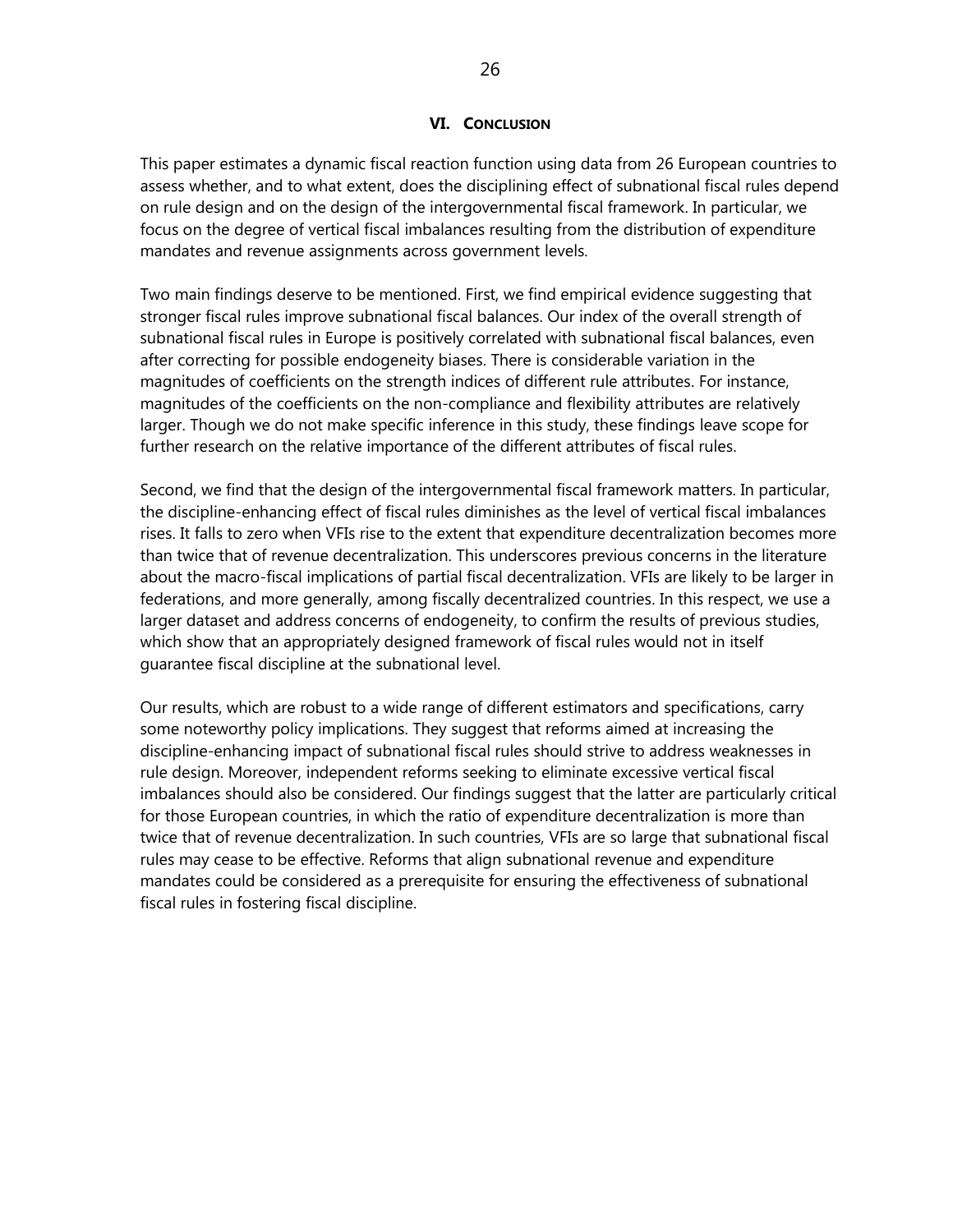## VI. CONCLUSION

This paper estimates a dynamic fiscal reaction function using data from 26 European countries to assess whether, and to what extent, does the disciplining effect of subnational fiscal rules depend on rule design and on the design of the intergovernmental fiscal framework. In particular, we focus on the degree of vertical fiscal imbalances resulting from the distribution of expenditure mandates and revenue assignments across government levels.

Two main findings deserve to be mentioned. First, we find empirical evidence suggesting that stronger fiscal rules improve subnational fiscal balances. Our index of the overall strength of subnational fiscal rules in Europe is positively correlated with subnational fiscal balances, even after correcting for possible endogeneity biases. There is considerable variation in the magnitudes of coefficients on the strength indices of different rule attributes. For instance, magnitudes of the coefficients on the non-compliance and flexibility attributes are relatively larger. Though we do not make specific inference in this study, these findings leave scope for further research on the relative importance of the different attributes of fiscal rules.

Second, we find that the design of the intergovernmental fiscal framework matters. In particular, the discipline-enhancing effect of fiscal rules diminishes as the level of vertical fiscal imbalances rises. It falls to zero when VFIs rise to the extent that expenditure decentralization becomes more than twice that of revenue decentralization. This underscores previous concerns in the literature about the macro-fiscal implications of partial fiscal decentralization. VFIs are likely to be larger in federations, and more generally, among fiscally decentralized countries. In this respect, we use a larger dataset and address concerns of endogeneity, to confirm the results of previous studies, which show that an appropriately designed framework of fiscal rules would not in itself guarantee fiscal discipline at the subnational level.

Our results, which are robust to a wide range of different estimators and specifications, carry some noteworthy policy implications. They suggest that reforms aimed at increasing the discipline-enhancing impact of subnational fiscal rules should strive to address weaknesses in rule design. Moreover, independent reforms seeking to eliminate excessive vertical fiscal imbalances should also be considered. Our findings suggest that the latter are particularly critical for those European countries, in which the ratio of expenditure decentralization is more than twice that of revenue decentralization. In such countries, VFIs are so large that subnational fiscal rules may cease to be effective. Reforms that align subnational revenue and expenditure mandates could be considered as a prerequisite for ensuring the effectiveness of subnational fiscal rules in fostering fiscal discipline.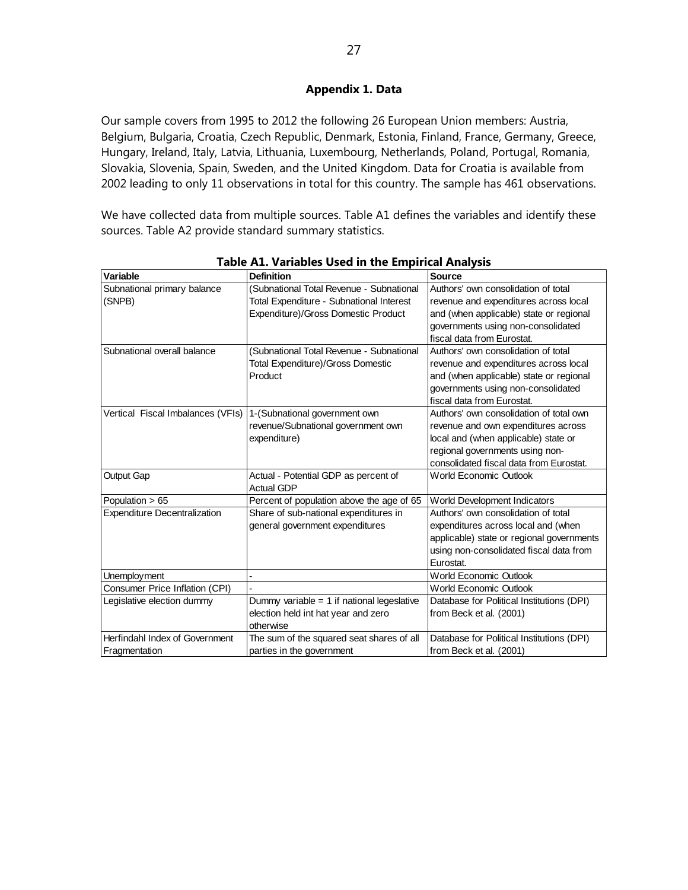## Appendix 1. Data

Our sample covers from 1995 to 2012 the following 26 European Union members: Austria, Belgium, Bulgaria, Croatia, Czech Republic, Denmark, Estonia, Finland, France, Germany, Greece, Hungary, Ireland, Italy, Latvia, Lithuania, Luxembourg, Netherlands, Poland, Portugal, Romania, Slovakia, Slovenia, Spain, Sweden, and the United Kingdom. Data for Croatia is available from 2002 leading to only 11 observations in total for this country. The sample has 461 observations.

We have collected data from multiple sources. Table A1 defines the variables and identify these sources. Table A2 provide standard summary statistics.

**Table A1. Variables Used in the Empirical Analysis**

| Variable | Definition | Source |
|---|---|---|
| Subnational primary balance (SNPB) | (Subnational Total Revenue - Subnational Total Expenditure - Subnational Interest Expenditure)/Gross Domestic Product | Authors' own consolidation of total revenue and expenditures across local and (when applicable) state or regional governments using non-consolidated fiscal data from Eurostat. |
| Subnational overall balance | (Subnational Total Revenue - Subnational Total Expenditure)/Gross Domestic Product | Authors' own consolidation of total revenue and expenditures across local and (when applicable) state or regional governments using non-consolidated fiscal data from Eurostat. |
| Vertical Fiscal Imbalances (VFIs) | 1-(Subnational government own revenue/Subnational government own expenditure) | Authors' own consolidation of total own revenue and own expenditures across local and (when applicable) state or regional governments using non-consolidated fiscal data from Eurostat. |
| Output Gap | Actual - Potential GDP as percent of Actual GDP | World Economic Outlook |
| Population > 65 | Percent of population above the age of 65 | World Development Indicators |
| Expenditure Decentralization | Share of sub-national expenditures in general government expenditures | Authors' own consolidation of total expenditures across local and (when applicable) state or regional governments using non-consolidated fiscal data from Eurostat. |
| Unemployment | - | World Economic Outlook |
| Consumer Price Inflation (CPI) | - | World Economic Outlook |
| Legislative election dummy | Dummy variable = 1 if national legeslative election held int hat year and zero otherwise | Database for Political Institutions (DPI) from Beck et al. (2001) |
| Herfindahl Index of Government Fragmentation | The sum of the squared seat shares of all parties in the government | Database for Political Institutions (DPI) from Beck et al. (2001) |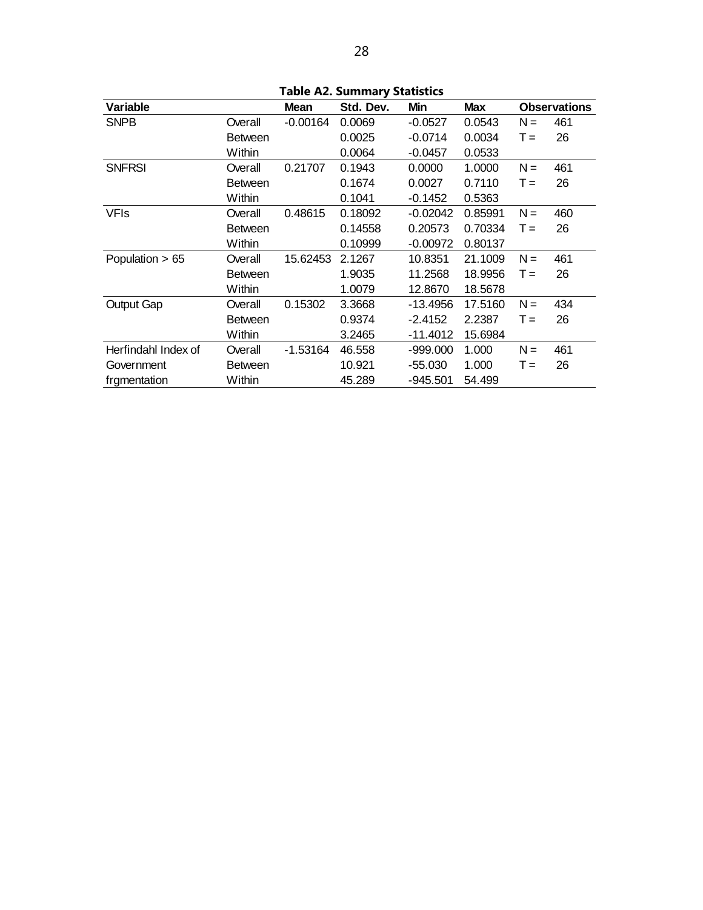**Table A2. Summary Statistics**

| Variable | | Mean | Std. Dev. | Min | Max | Observations | |
|---|---|---|---|---|---|---|---|
| SNPB | Overall | -0.00164 | 0.0069 | -0.0527 | 0.0543 | N = | 461 |
| | Between | | 0.0025 | -0.0714 | 0.0034 | T = | 26 |
| | Within | | 0.0064 | -0.0457 | 0.0533 | | |
| SNFRSI | Overall | 0.21707 | 0.1943 | 0.0000 | 1.0000 | N = | 461 |
| | Between | | 0.1674 | 0.0027 | 0.7110 | T = | 26 |
| | Within | | 0.1041 | -0.1452 | 0.5363 | | |
| VFIs | Overall | 0.48615 | 0.18092 | -0.02042 | 0.85991 | N = | 460 |
| | Between | | 0.14558 | 0.20573 | 0.70334 | T = | 26 |
| | Within | | 0.10999 | -0.00972 | 0.80137 | | |
| Population > 65 | Overall | 15.62453 | 2.1267 | 10.8351 | 21.1009 | N = | 461 |
| | Between | | 1.9035 | 11.2568 | 18.9956 | T = | 26 |
| | Within | | 1.0079 | 12.8670 | 18.5678 | | |
| Output Gap | Overall | 0.15302 | 3.3668 | -13.4956 | 17.5160 | N = | 434 |
| | Between | | 0.9374 | -2.4152 | 2.2387 | T = | 26 |
| | Within | | 3.2465 | -11.4012 | 15.6984 | | |
| Herfindahl Index of | Overall | -1.53164 | 46.558 | -999.000 | 1.000 | N = | 461 |
| Government | Between | | 10.921 | -55.030 | 1.000 | T = | 26 |
| frgmentation | Within | | 45.289 | -945.501 | 54.499 | | |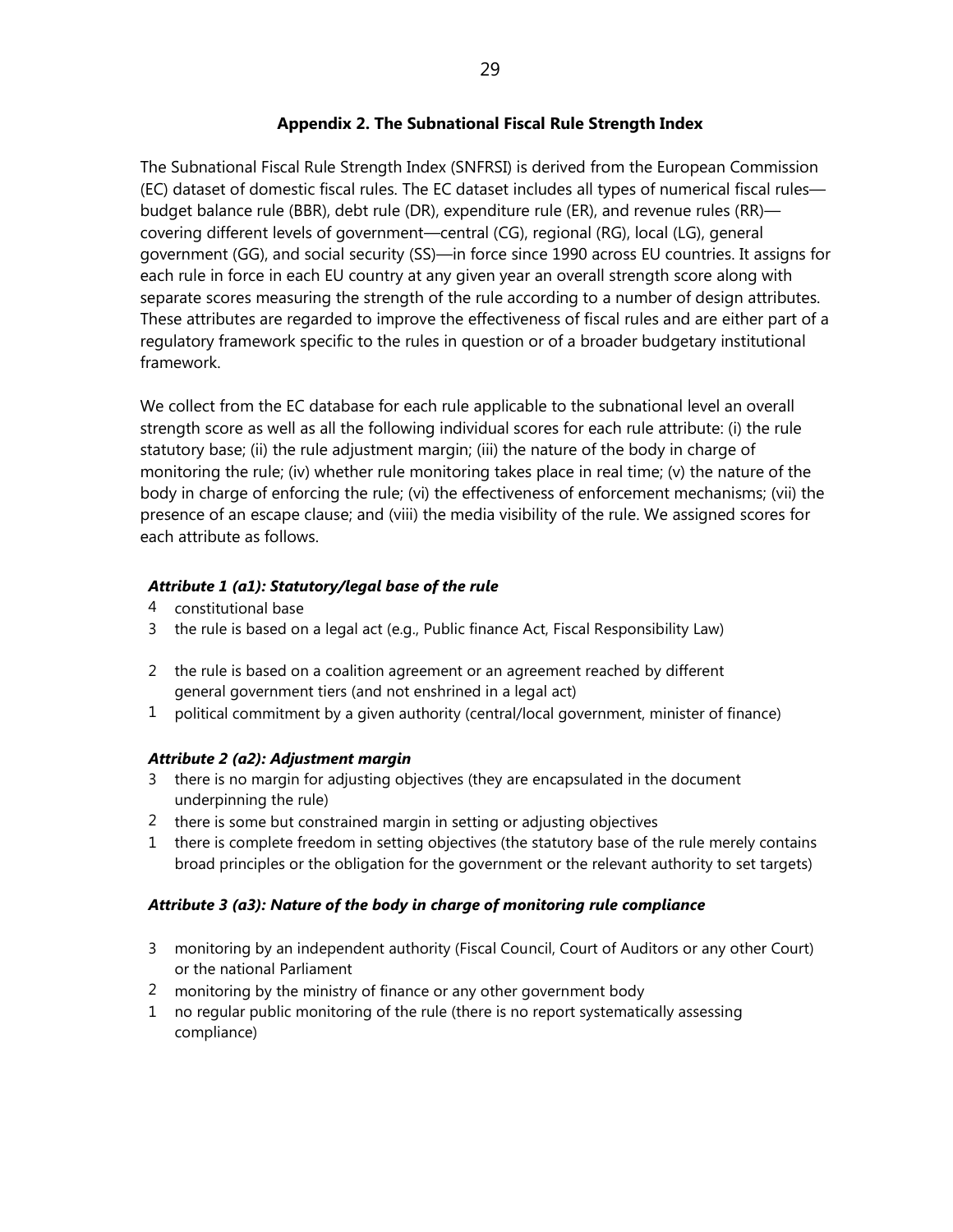## Appendix 2. The Subnational Fiscal Rule Strength Index

The Subnational Fiscal Rule Strength Index (SNFRSI) is derived from the European Commission (EC) dataset of domestic fiscal rules. The EC dataset includes all types of numerical fiscal rules—budget balance rule (BBR), debt rule (DR), expenditure rule (ER), and revenue rules (RR)—covering different levels of government—central (CG), regional (RG), local (LG), general government (GG), and social security (SS)—in force since 1990 across EU countries. It assigns for each rule in force in each EU country at any given year an overall strength score along with separate scores measuring the strength of the rule according to a number of design attributes. These attributes are regarded to improve the effectiveness of fiscal rules and are either part of a regulatory framework specific to the rules in question or of a broader budgetary institutional framework.

We collect from the EC database for each rule applicable to the subnational level an overall strength score as well as all the following individual scores for each rule attribute: (i) the rule statutory base; (ii) the rule adjustment margin; (iii) the nature of the body in charge of monitoring the rule; (iv) whether rule monitoring takes place in real time; (v) the nature of the body in charge of enforcing the rule; (vi) the effectiveness of enforcement mechanisms; (vii) the presence of an escape clause; and (viii) the media visibility of the rule. We assigned scores for each attribute as follows.

### *Attribute 1 (a1): Statutory/legal base of the rule*

4 constitutional base

3 the rule is based on a legal act (e.g., Public finance Act, Fiscal Responsibility Law)

2 the rule is based on a coalition agreement or an agreement reached by different general government tiers (and not enshrined in a legal act)

1 political commitment by a given authority (central/local government, minister of finance)

### *Attribute 2 (a2): Adjustment margin*

3 there is no margin for adjusting objectives (they are encapsulated in the document underpinning the rule)

2 there is some but constrained margin in setting or adjusting objectives

1 there is complete freedom in setting objectives (the statutory base of the rule merely contains broad principles or the obligation for the government or the relevant authority to set targets)

### *Attribute 3 (a3): Nature of the body in charge of monitoring rule compliance*

3 monitoring by an independent authority (Fiscal Council, Court of Auditors or any other Court) or the national Parliament

2 monitoring by the ministry of finance or any other government body

1 no regular public monitoring of the rule (there is no report systematically assessing compliance)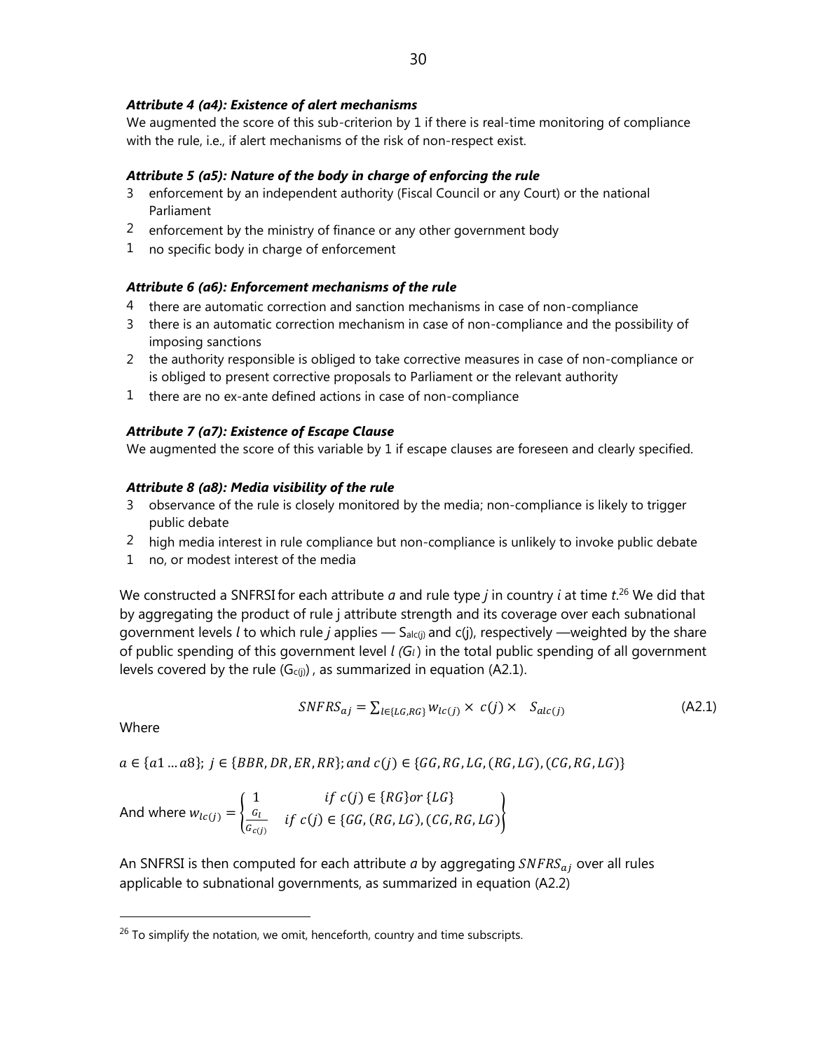***Attribute 4 (a4): Existence of alert mechanisms***

We augmented the score of this sub-criterion by 1 if there is real-time monitoring of compliance with the rule, i.e., if alert mechanisms of the risk of non-respect exist.

***Attribute 5 (a5): Nature of the body in charge of enforcing the rule***

3 enforcement by an independent authority (Fiscal Council or any Court) or the national Parliament

2 enforcement by the ministry of finance or any other government body

1 no specific body in charge of enforcement

***Attribute 6 (a6): Enforcement mechanisms of the rule***

4 there are automatic correction and sanction mechanisms in case of non-compliance

3 there is an automatic correction mechanism in case of non-compliance and the possibility of imposing sanctions

2 the authority responsible is obliged to take corrective measures in case of non-compliance or is obliged to present corrective proposals to Parliament or the relevant authority

1 there are no ex-ante defined actions in case of non-compliance

***Attribute 7 (a7): Existence of Escape Clause***

We augmented the score of this variable by 1 if escape clauses are foreseen and clearly specified.

***Attribute 8 (a8): Media visibility of the rule***

3 observance of the rule is closely monitored by the media; non-compliance is likely to trigger public debate

2 high media interest in rule compliance but non-compliance is unlikely to invoke public debate

1 no, or modest interest of the media

We constructed a SNFRSI for each attribute *a* and rule type *j* in country *i* at time *t*.[26] We did that by aggregating the product of rule j attribute strength and its coverage over each subnational government levels *l* to which rule *j* applies — $S_{alc(j)}$ and c(j), respectively —weighted by the share of public spending of this government level *l* ($G_l$) in the total public spending of all government levels covered by the rule ($G_{c(j)}$), as summarized in equation (A2.1).

$$SNFRS_{aj} = \sum_{l \in \{LG,RG\}} w_{lc(j)} \times \; c(j) \times \quad S_{alc(j)} \tag{A2.1}$$

Where

$a \in \{a1 \ldots a8\}$; $j \in \{BBR, DR, ER, RR\}$; $and\ c(j) \in \{GG, RG, LG, (RG, LG), (CG, RG, LG)\}$

And where $w_{lc(j)} = \begin{Bmatrix} 1 & if\ c(j) \in \{RG\} or\ \{LG\} \\ \frac{G_l}{G_{c(j)}} & if\ c(j) \in \{GG, (RG, LG), (CG, RG, LG)\} \end{Bmatrix}$

An SNFRSI is then computed for each attribute *a* by aggregating $SNFRS_{aj}$ over all rules applicable to subnational governments, as summarized in equation (A2.2)

[26] To simplify the notation, we omit, henceforth, country and time subscripts.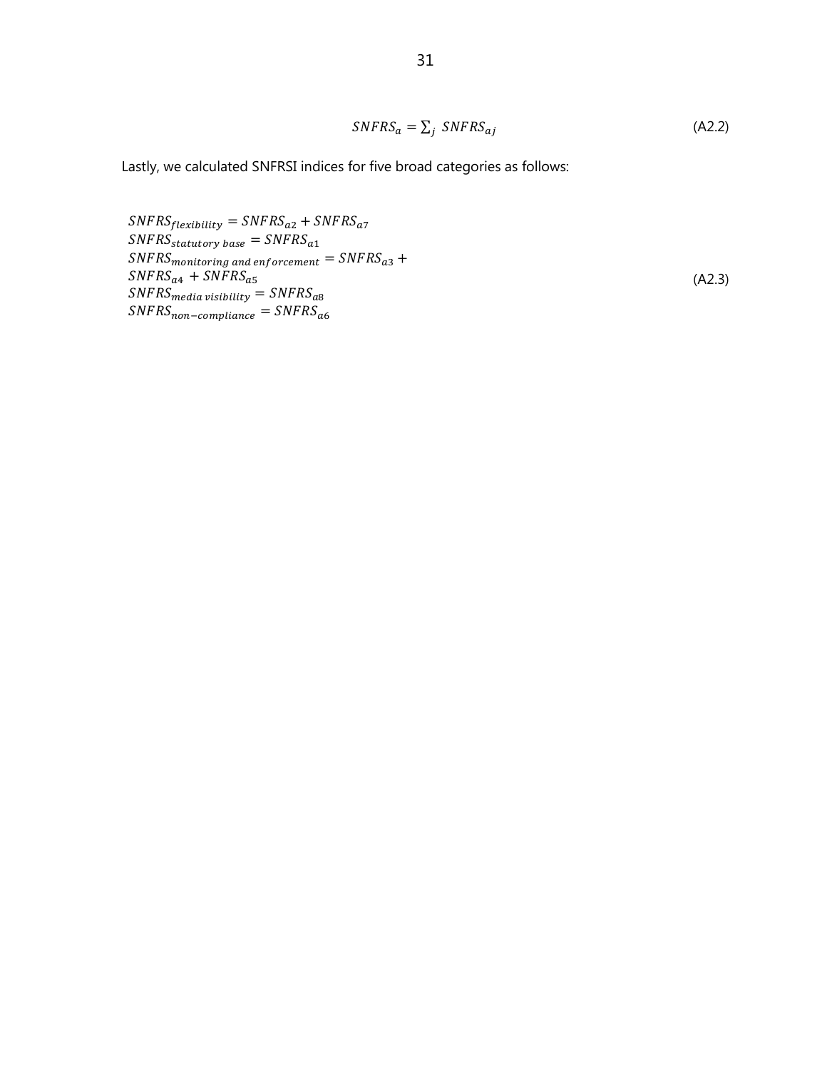$$SNFRS_a = \sum_j SNFRS_{aj} \tag{A2.2}$$

Lastly, we calculated SNFRSI indices for five broad categories as follows:

$$
\begin{aligned}
&SNFRS_{flexibility} = SNFRS_{a2} + SNFRS_{a7} \\
&SNFRS_{statutory\ base} = SNFRS_{a1} \\
&SNFRS_{monitoring\ and\ enforcement} = SNFRS_{a3} + \\
&SNFRS_{a4} + SNFRS_{a5} \\
&SNFRS_{media\ visibility} = SNFRS_{a8} \\
&SNFRS_{non-compliance} = SNFRS_{a6}
\end{aligned}
\tag{A2.3}
$$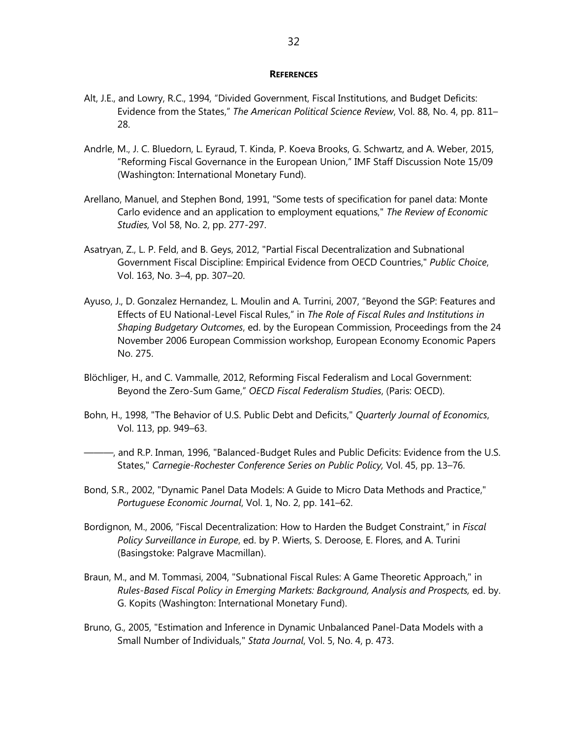## REFERENCES

Alt, J.E., and Lowry, R.C., 1994, "Divided Government, Fiscal Institutions, and Budget Deficits: Evidence from the States," *The American Political Science Review*, Vol. 88, No. 4, pp. 811–28.

Andrle, M., J. C. Bluedorn, L. Eyraud, T. Kinda, P. Koeva Brooks, G. Schwartz, and A. Weber, 2015, "Reforming Fiscal Governance in the European Union," IMF Staff Discussion Note 15/09 (Washington: International Monetary Fund).

Arellano, Manuel, and Stephen Bond, 1991, "Some tests of specification for panel data: Monte Carlo evidence and an application to employment equations," *The Review of Economic Studies,* Vol 58, No. 2, pp. 277-297.

Asatryan, Z., L. P. Feld, and B. Geys, 2012, "Partial Fiscal Decentralization and Subnational Government Fiscal Discipline: Empirical Evidence from OECD Countries," *Public Choice*, Vol. 163, No. 3–4, pp. 307–20.

Ayuso, J., D. Gonzalez Hernandez, L. Moulin and A. Turrini, 2007, "Beyond the SGP: Features and Effects of EU National-Level Fiscal Rules," in *The Role of Fiscal Rules and Institutions in Shaping Budgetary Outcomes*, ed. by the European Commission, Proceedings from the 24 November 2006 European Commission workshop, European Economy Economic Papers No. 275.

Blöchliger, H., and C. Vammalle, 2012, Reforming Fiscal Federalism and Local Government: Beyond the Zero-Sum Game," *OECD Fiscal Federalism Studies*, (Paris: OECD).

Bohn, H., 1998, "The Behavior of U.S. Public Debt and Deficits," *Quarterly Journal of Economics*, Vol. 113, pp. 949–63.

———, and R.P. Inman, 1996, "Balanced-Budget Rules and Public Deficits: Evidence from the U.S. States," *Carnegie-Rochester Conference Series on Public Policy,* Vol. 45, pp. 13–76.

Bond, S.R., 2002, "Dynamic Panel Data Models: A Guide to Micro Data Methods and Practice," *Portuguese Economic Journal*, Vol. 1, No. 2, pp. 141–62.

Bordignon, M., 2006, "Fiscal Decentralization: How to Harden the Budget Constraint," in *Fiscal Policy Surveillance in Europe*, ed. by P. Wierts, S. Deroose, E. Flores, and A. Turini (Basingstoke: Palgrave Macmillan).

Braun, M., and M. Tommasi, 2004, "Subnational Fiscal Rules: A Game Theoretic Approach," in *Rules-Based Fiscal Policy in Emerging Markets: Background, Analysis and Prospects,* ed. by. G. Kopits (Washington: International Monetary Fund).

Bruno, G., 2005, "Estimation and Inference in Dynamic Unbalanced Panel-Data Models with a Small Number of Individuals," *Stata Journal*, Vol. 5, No. 4, p. 473.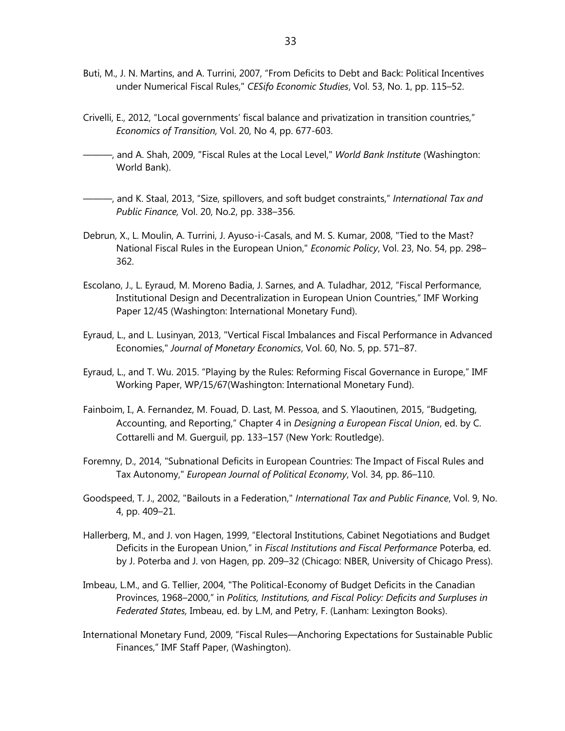Buti, M., J. N. Martins, and A. Turrini, 2007, "From Deficits to Debt and Back: Political Incentives under Numerical Fiscal Rules," *CESifo Economic Studies*, Vol. 53, No. 1, pp. 115–52.

Crivelli, E., 2012, "Local governments' fiscal balance and privatization in transition countries," *Economics of Transition,* Vol. 20, No 4, pp. 677-603.

———, and A. Shah, 2009, "Fiscal Rules at the Local Level," *World Bank Institute* (Washington: World Bank).

———, and K. Staal, 2013, "Size, spillovers, and soft budget constraints," *International Tax and Public Finance,* Vol. 20, No.2, pp. 338–356.

Debrun, X., L. Moulin, A. Turrini, J. Ayuso-i-Casals, and M. S. Kumar, 2008, "Tied to the Mast? National Fiscal Rules in the European Union," *Economic Policy*, Vol. 23, No. 54, pp. 298–362.

Escolano, J., L. Eyraud, M. Moreno Badia, J. Sarnes, and A. Tuladhar, 2012, "Fiscal Performance, Institutional Design and Decentralization in European Union Countries," IMF Working Paper 12/45 (Washington: International Monetary Fund).

Eyraud, L., and L. Lusinyan, 2013, "Vertical Fiscal Imbalances and Fiscal Performance in Advanced Economies," *Journal of Monetary Economics*, Vol. 60, No. 5, pp. 571–87.

Eyraud, L., and T. Wu. 2015. "Playing by the Rules: Reforming Fiscal Governance in Europe," IMF Working Paper, WP/15/67(Washington: International Monetary Fund).

Fainboim, I., A. Fernandez, M. Fouad, D. Last, M. Pessoa, and S. Ylaoutinen, 2015, "Budgeting, Accounting, and Reporting," Chapter 4 in *Designing a European Fiscal Union*, ed. by C. Cottarelli and M. Guerguil, pp. 133–157 (New York: Routledge).

Foremny, D., 2014, "Subnational Deficits in European Countries: The Impact of Fiscal Rules and Tax Autonomy," *European Journal of Political Economy*, Vol. 34, pp. 86–110.

Goodspeed, T. J., 2002, "Bailouts in a Federation," *International Tax and Public Finance*, Vol. 9, No. 4, pp. 409–21.

Hallerberg, M., and J. von Hagen, 1999, "Electoral Institutions, Cabinet Negotiations and Budget Deficits in the European Union," in *Fiscal Institutions and Fiscal Performance* Poterba, ed. by J. Poterba and J. von Hagen, pp. 209–32 (Chicago: NBER, University of Chicago Press).

Imbeau, L.M., and G. Tellier, 2004, "The Political-Economy of Budget Deficits in the Canadian Provinces, 1968–2000," in *Politics, Institutions, and Fiscal Policy: Deficits and Surpluses in Federated States,* Imbeau, ed. by L.M, and Petry, F. (Lanham: Lexington Books).

International Monetary Fund, 2009, "Fiscal Rules—Anchoring Expectations for Sustainable Public Finances," IMF Staff Paper, (Washington).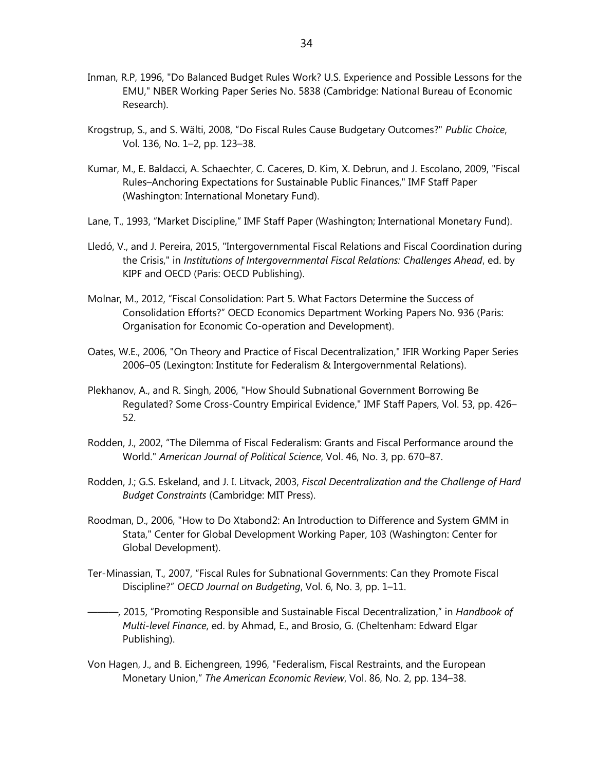Inman, R.P, 1996, "Do Balanced Budget Rules Work? U.S. Experience and Possible Lessons for the EMU," NBER Working Paper Series No. 5838 (Cambridge: National Bureau of Economic Research).

Krogstrup, S., and S. Wälti, 2008, "Do Fiscal Rules Cause Budgetary Outcomes?" *Public Choice*, Vol. 136, No. 1–2, pp. 123–38.

Kumar, M., E. Baldacci, A. Schaechter, C. Caceres, D. Kim, X. Debrun, and J. Escolano, 2009, "Fiscal Rules–Anchoring Expectations for Sustainable Public Finances," IMF Staff Paper (Washington: International Monetary Fund).

Lane, T., 1993, "Market Discipline," IMF Staff Paper (Washington; International Monetary Fund).

Lledó, V., and J. Pereira, 2015, "Intergovernmental Fiscal Relations and Fiscal Coordination during the Crisis," in *Institutions of Intergovernmental Fiscal Relations: Challenges Ahead*, ed. by KIPF and OECD (Paris: OECD Publishing).

Molnar, M., 2012, "Fiscal Consolidation: Part 5. What Factors Determine the Success of Consolidation Efforts?" OECD Economics Department Working Papers No. 936 (Paris: Organisation for Economic Co-operation and Development).

Oates, W.E., 2006, "On Theory and Practice of Fiscal Decentralization," IFIR Working Paper Series 2006–05 (Lexington: Institute for Federalism & Intergovernmental Relations).

Plekhanov, A., and R. Singh, 2006, "How Should Subnational Government Borrowing Be Regulated? Some Cross-Country Empirical Evidence," IMF Staff Papers, Vol. 53, pp. 426–52.

Rodden, J., 2002, "The Dilemma of Fiscal Federalism: Grants and Fiscal Performance around the World." *American Journal of Political Science*, Vol. 46, No. 3, pp. 670–87.

Rodden, J.; G.S. Eskeland, and J. I. Litvack, 2003, *Fiscal Decentralization and the Challenge of Hard Budget Constraints* (Cambridge: MIT Press).

Roodman, D., 2006, "How to Do Xtabond2: An Introduction to Difference and System GMM in Stata," Center for Global Development Working Paper, 103 (Washington: Center for Global Development).

Ter-Minassian, T., 2007, "Fiscal Rules for Subnational Governments: Can they Promote Fiscal Discipline?" *OECD Journal on Budgeting*, Vol. 6, No. 3, pp. 1–11.

———, 2015, "Promoting Responsible and Sustainable Fiscal Decentralization," in *Handbook of Multi-level Finance*, ed. by Ahmad, E., and Brosio, G. (Cheltenham: Edward Elgar Publishing).

Von Hagen, J., and B. Eichengreen, 1996, "Federalism, Fiscal Restraints, and the European Monetary Union," *The American Economic Review*, Vol. 86, No. 2, pp. 134–38.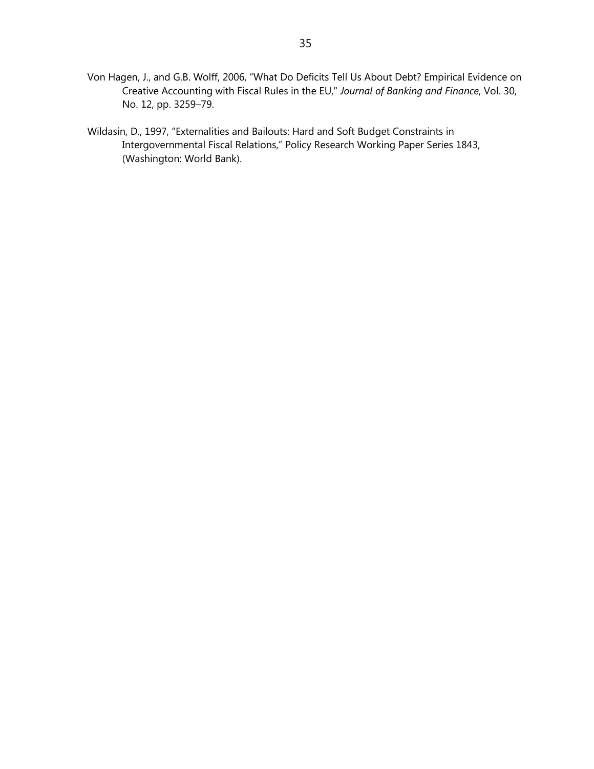Von Hagen, J., and G.B. Wolff, 2006, "What Do Deficits Tell Us About Debt? Empirical Evidence on Creative Accounting with Fiscal Rules in the EU," *Journal of Banking and Finance*, Vol. 30, No. 12, pp. 3259–79.

Wildasin, D., 1997, "Externalities and Bailouts: Hard and Soft Budget Constraints in Intergovernmental Fiscal Relations," Policy Research Working Paper Series 1843, (Washington: World Bank).